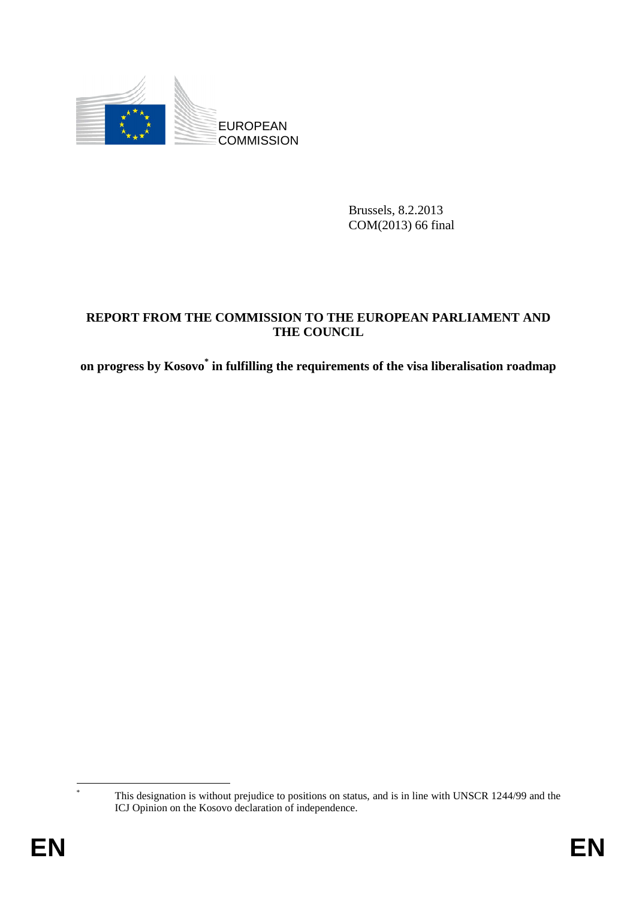EUROPEAN COMMISSION

Brussels, 8.2.2013
COM(2013) 66 final

**REPORT FROM THE COMMISSION TO THE EUROPEAN PARLIAMENT AND THE COUNCIL**

**on progress by Kosovo[*] in fulfilling the requirements of the visa liberalisation roadmap**

---

[*] This designation is without prejudice to positions on status, and is in line with UNSCR 1244/99 and the ICJ Opinion on the Kosovo declaration of independence.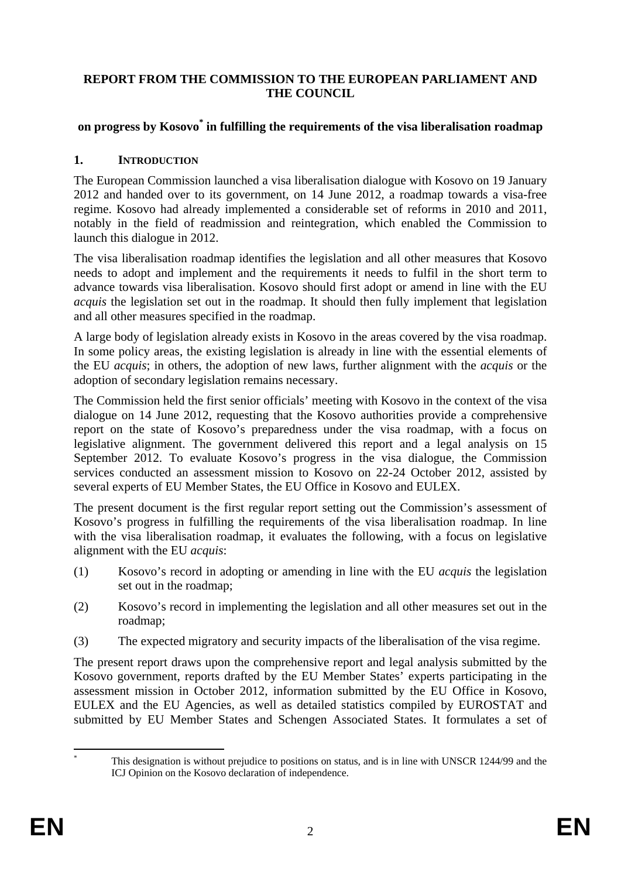**REPORT FROM THE COMMISSION TO THE EUROPEAN PARLIAMENT AND THE COUNCIL**

**on progress by Kosovo[*] in fulfilling the requirements of the visa liberalisation roadmap**

## 1. INTRODUCTION

The European Commission launched a visa liberalisation dialogue with Kosovo on 19 January 2012 and handed over to its government, on 14 June 2012, a roadmap towards a visa-free regime. Kosovo had already implemented a considerable set of reforms in 2010 and 2011, notably in the field of readmission and reintegration, which enabled the Commission to launch this dialogue in 2012.

The visa liberalisation roadmap identifies the legislation and all other measures that Kosovo needs to adopt and implement and the requirements it needs to fulfil in the short term to advance towards visa liberalisation. Kosovo should first adopt or amend in line with the EU *acquis* the legislation set out in the roadmap. It should then fully implement that legislation and all other measures specified in the roadmap.

A large body of legislation already exists in Kosovo in the areas covered by the visa roadmap. In some policy areas, the existing legislation is already in line with the essential elements of the EU *acquis*; in others, the adoption of new laws, further alignment with the *acquis* or the adoption of secondary legislation remains necessary.

The Commission held the first senior officials' meeting with Kosovo in the context of the visa dialogue on 14 June 2012, requesting that the Kosovo authorities provide a comprehensive report on the state of Kosovo's preparedness under the visa roadmap, with a focus on legislative alignment. The government delivered this report and a legal analysis on 15 September 2012. To evaluate Kosovo's progress in the visa dialogue, the Commission services conducted an assessment mission to Kosovo on 22-24 October 2012, assisted by several experts of EU Member States, the EU Office in Kosovo and EULEX.

The present document is the first regular report setting out the Commission's assessment of Kosovo's progress in fulfilling the requirements of the visa liberalisation roadmap. In line with the visa liberalisation roadmap, it evaluates the following, with a focus on legislative alignment with the EU *acquis*:

(1) Kosovo's record in adopting or amending in line with the EU *acquis* the legislation set out in the roadmap;

(2) Kosovo's record in implementing the legislation and all other measures set out in the roadmap;

(3) The expected migratory and security impacts of the liberalisation of the visa regime.

The present report draws upon the comprehensive report and legal analysis submitted by the Kosovo government, reports drafted by the EU Member States' experts participating in the assessment mission in October 2012, information submitted by the EU Office in Kosovo, EULEX and the EU Agencies, as well as detailed statistics compiled by EUROSTAT and submitted by EU Member States and Schengen Associated States. It formulates a set of

[*] This designation is without prejudice to positions on status, and is in line with UNSCR 1244/99 and the ICJ Opinion on the Kosovo declaration of independence.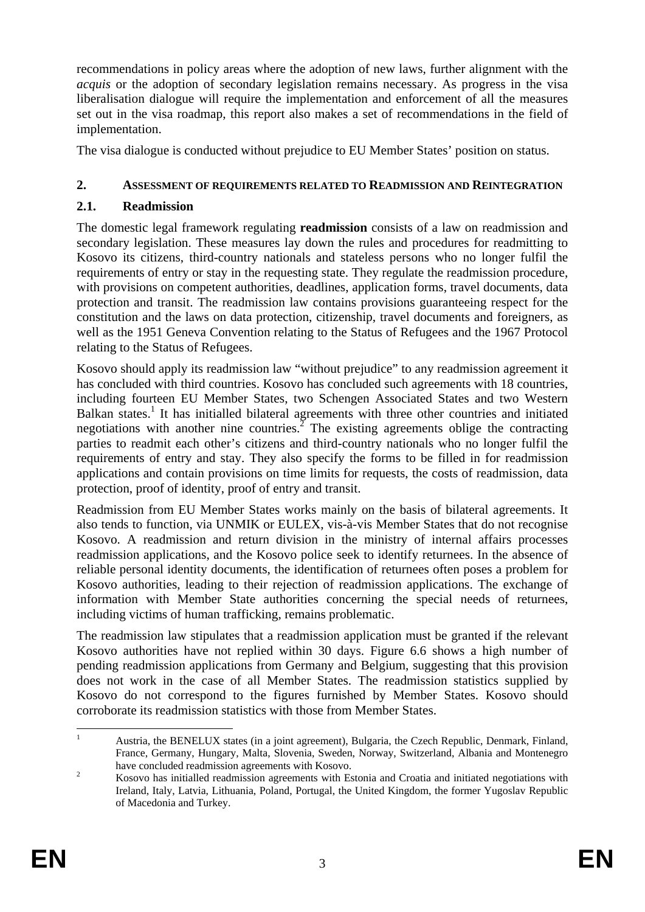recommendations in policy areas where the adoption of new laws, further alignment with the *acquis* or the adoption of secondary legislation remains necessary. As progress in the visa liberalisation dialogue will require the implementation and enforcement of all the measures set out in the visa roadmap, this report also makes a set of recommendations in the field of implementation.

The visa dialogue is conducted without prejudice to EU Member States' position on status.

## 2. Assessment of requirements related to Readmission and Reintegration

### 2.1. Readmission

The domestic legal framework regulating **readmission** consists of a law on readmission and secondary legislation. These measures lay down the rules and procedures for readmitting to Kosovo its citizens, third-country nationals and stateless persons who no longer fulfil the requirements of entry or stay in the requesting state. They regulate the readmission procedure, with provisions on competent authorities, deadlines, application forms, travel documents, data protection and transit. The readmission law contains provisions guaranteeing respect for the constitution and the laws on data protection, citizenship, travel documents and foreigners, as well as the 1951 Geneva Convention relating to the Status of Refugees and the 1967 Protocol relating to the Status of Refugees.

Kosovo should apply its readmission law "without prejudice" to any readmission agreement it has concluded with third countries. Kosovo has concluded such agreements with 18 countries, including fourteen EU Member States, two Schengen Associated States and two Western Balkan states.[1] It has initialled bilateral agreements with three other countries and initiated negotiations with another nine countries.[2] The existing agreements oblige the contracting parties to readmit each other's citizens and third-country nationals who no longer fulfil the requirements of entry and stay. They also specify the forms to be filled in for readmission applications and contain provisions on time limits for requests, the costs of readmission, data protection, proof of identity, proof of entry and transit.

Readmission from EU Member States works mainly on the basis of bilateral agreements. It also tends to function, via UNMIK or EULEX, vis-à-vis Member States that do not recognise Kosovo. A readmission and return division in the ministry of internal affairs processes readmission applications, and the Kosovo police seek to identify returnees. In the absence of reliable personal identity documents, the identification of returnees often poses a problem for Kosovo authorities, leading to their rejection of readmission applications. The exchange of information with Member State authorities concerning the special needs of returnees, including victims of human trafficking, remains problematic.

The readmission law stipulates that a readmission application must be granted if the relevant Kosovo authorities have not replied within 30 days. Figure 6.6 shows a high number of pending readmission applications from Germany and Belgium, suggesting that this provision does not work in the case of all Member States. The readmission statistics supplied by Kosovo do not correspond to the figures furnished by Member States. Kosovo should corroborate its readmission statistics with those from Member States.

---

[1] Austria, the BENELUX states (in a joint agreement), Bulgaria, the Czech Republic, Denmark, Finland, France, Germany, Hungary, Malta, Slovenia, Sweden, Norway, Switzerland, Albania and Montenegro have concluded readmission agreements with Kosovo.

[2] Kosovo has initialled readmission agreements with Estonia and Croatia and initiated negotiations with Ireland, Italy, Latvia, Lithuania, Poland, Portugal, the United Kingdom, the former Yugoslav Republic of Macedonia and Turkey.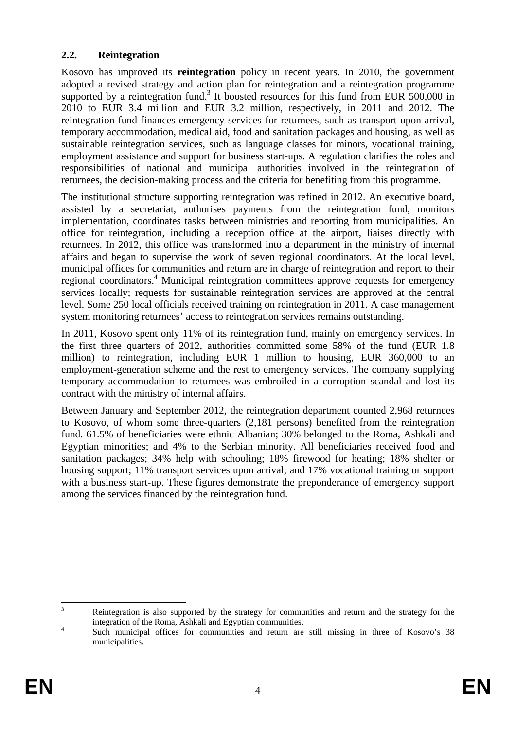## 2.2. Reintegration

Kosovo has improved its **reintegration** policy in recent years. In 2010, the government adopted a revised strategy and action plan for reintegration and a reintegration programme supported by a reintegration fund.[3] It boosted resources for this fund from EUR 500,000 in 2010 to EUR 3.4 million and EUR 3.2 million, respectively, in 2011 and 2012. The reintegration fund finances emergency services for returnees, such as transport upon arrival, temporary accommodation, medical aid, food and sanitation packages and housing, as well as sustainable reintegration services, such as language classes for minors, vocational training, employment assistance and support for business start-ups. A regulation clarifies the roles and responsibilities of national and municipal authorities involved in the reintegration of returnees, the decision-making process and the criteria for benefiting from this programme.

The institutional structure supporting reintegration was refined in 2012. An executive board, assisted by a secretariat, authorises payments from the reintegration fund, monitors implementation, coordinates tasks between ministries and reporting from municipalities. An office for reintegration, including a reception office at the airport, liaises directly with returnees. In 2012, this office was transformed into a department in the ministry of internal affairs and began to supervise the work of seven regional coordinators. At the local level, municipal offices for communities and return are in charge of reintegration and report to their regional coordinators.[4] Municipal reintegration committees approve requests for emergency services locally; requests for sustainable reintegration services are approved at the central level. Some 250 local officials received training on reintegration in 2011. A case management system monitoring returnees' access to reintegration services remains outstanding.

In 2011, Kosovo spent only 11% of its reintegration fund, mainly on emergency services. In the first three quarters of 2012, authorities committed some 58% of the fund (EUR 1.8 million) to reintegration, including EUR 1 million to housing, EUR 360,000 to an employment-generation scheme and the rest to emergency services. The company supplying temporary accommodation to returnees was embroiled in a corruption scandal and lost its contract with the ministry of internal affairs.

Between January and September 2012, the reintegration department counted 2,968 returnees to Kosovo, of whom some three-quarters (2,181 persons) benefited from the reintegration fund. 61.5% of beneficiaries were ethnic Albanian; 30% belonged to the Roma, Ashkali and Egyptian minorities; and 4% to the Serbian minority. All beneficiaries received food and sanitation packages; 34% help with schooling; 18% firewood for heating; 18% shelter or housing support; 11% transport services upon arrival; and 17% vocational training or support with a business start-up. These figures demonstrate the preponderance of emergency support among the services financed by the reintegration fund.

---

[3] Reintegration is also supported by the strategy for communities and return and the strategy for the integration of the Roma, Ashkali and Egyptian communities.

[4] Such municipal offices for communities and return are still missing in three of Kosovo's 38 municipalities.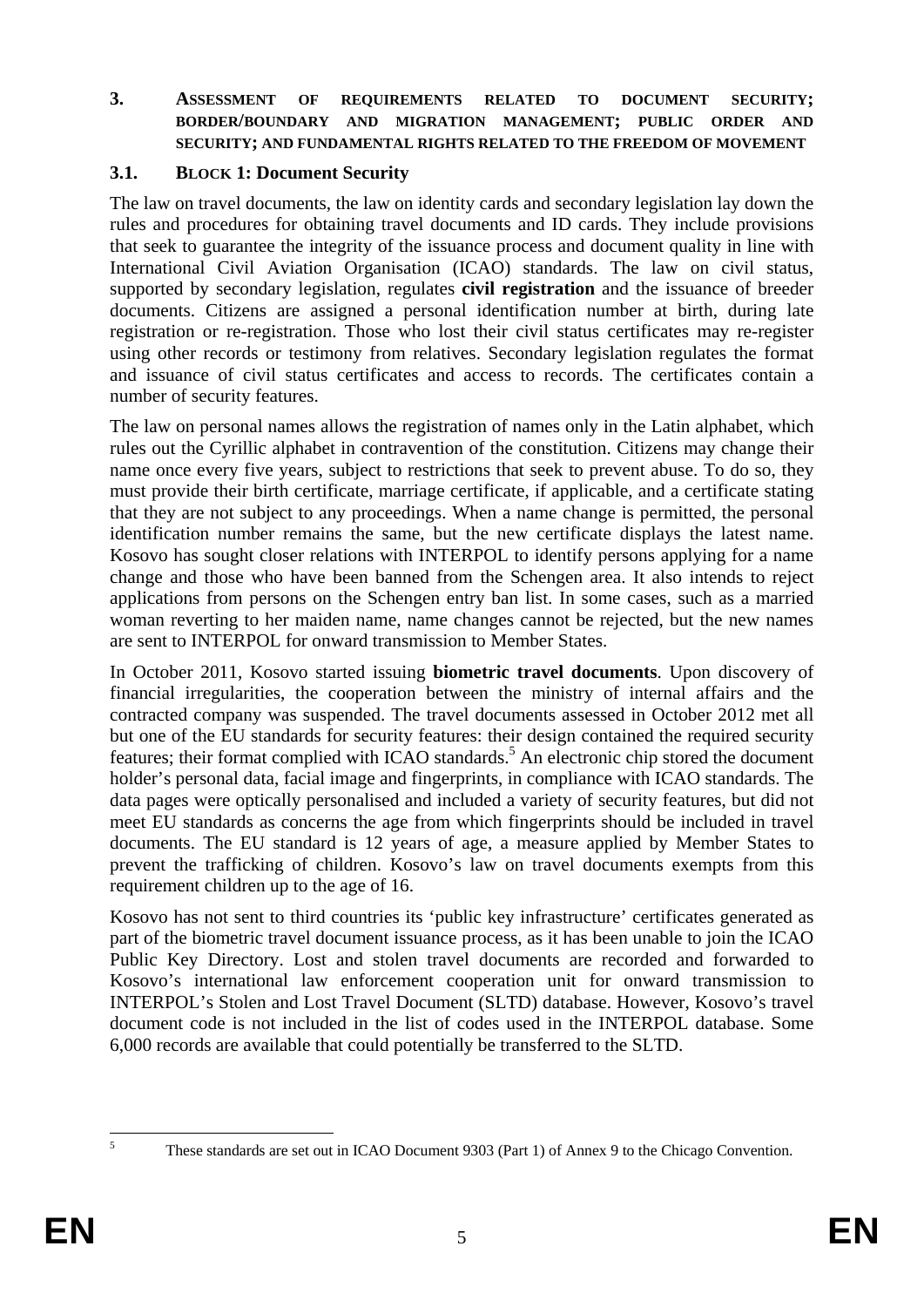# 3. ASSESSMENT OF REQUIREMENTS RELATED TO DOCUMENT SECURITY; BORDER/BOUNDARY AND MIGRATION MANAGEMENT; PUBLIC ORDER AND SECURITY; AND FUNDAMENTAL RIGHTS RELATED TO THE FREEDOM OF MOVEMENT

## 3.1. BLOCK 1: Document Security

The law on travel documents, the law on identity cards and secondary legislation lay down the rules and procedures for obtaining travel documents and ID cards. They include provisions that seek to guarantee the integrity of the issuance process and document quality in line with International Civil Aviation Organisation (ICAO) standards. The law on civil status, supported by secondary legislation, regulates **civil registration** and the issuance of breeder documents. Citizens are assigned a personal identification number at birth, during late registration or re-registration. Those who lost their civil status certificates may re-register using other records or testimony from relatives. Secondary legislation regulates the format and issuance of civil status certificates and access to records. The certificates contain a number of security features.

The law on personal names allows the registration of names only in the Latin alphabet, which rules out the Cyrillic alphabet in contravention of the constitution. Citizens may change their name once every five years, subject to restrictions that seek to prevent abuse. To do so, they must provide their birth certificate, marriage certificate, if applicable, and a certificate stating that they are not subject to any proceedings. When a name change is permitted, the personal identification number remains the same, but the new certificate displays the latest name. Kosovo has sought closer relations with INTERPOL to identify persons applying for a name change and those who have been banned from the Schengen area. It also intends to reject applications from persons on the Schengen entry ban list. In some cases, such as a married woman reverting to her maiden name, name changes cannot be rejected, but the new names are sent to INTERPOL for onward transmission to Member States.

In October 2011, Kosovo started issuing **biometric travel documents**. Upon discovery of financial irregularities, the cooperation between the ministry of internal affairs and the contracted company was suspended. The travel documents assessed in October 2012 met all but one of the EU standards for security features: their design contained the required security features; their format complied with ICAO standards.[5] An electronic chip stored the document holder's personal data, facial image and fingerprints, in compliance with ICAO standards. The data pages were optically personalised and included a variety of security features, but did not meet EU standards as concerns the age from which fingerprints should be included in travel documents. The EU standard is 12 years of age, a measure applied by Member States to prevent the trafficking of children. Kosovo's law on travel documents exempts from this requirement children up to the age of 16.

Kosovo has not sent to third countries its 'public key infrastructure' certificates generated as part of the biometric travel document issuance process, as it has been unable to join the ICAO Public Key Directory. Lost and stolen travel documents are recorded and forwarded to Kosovo's international law enforcement cooperation unit for onward transmission to INTERPOL's Stolen and Lost Travel Document (SLTD) database. However, Kosovo's travel document code is not included in the list of codes used in the INTERPOL database. Some 6,000 records are available that could potentially be transferred to the SLTD.

---

[5] These standards are set out in ICAO Document 9303 (Part 1) of Annex 9 to the Chicago Convention.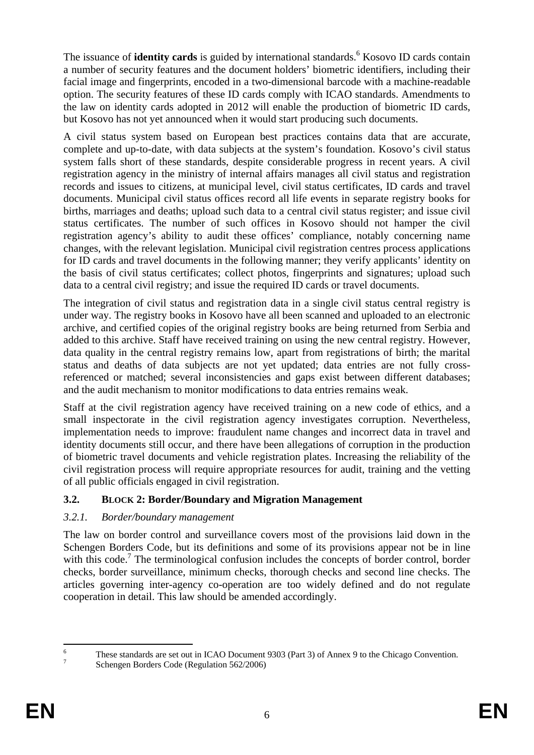The issuance of **identity cards** is guided by international standards.[6] Kosovo ID cards contain a number of security features and the document holders' biometric identifiers, including their facial image and fingerprints, encoded in a two-dimensional barcode with a machine-readable option. The security features of these ID cards comply with ICAO standards. Amendments to the law on identity cards adopted in 2012 will enable the production of biometric ID cards, but Kosovo has not yet announced when it would start producing such documents.

A civil status system based on European best practices contains data that are accurate, complete and up-to-date, with data subjects at the system's foundation. Kosovo's civil status system falls short of these standards, despite considerable progress in recent years. A civil registration agency in the ministry of internal affairs manages all civil status and registration records and issues to citizens, at municipal level, civil status certificates, ID cards and travel documents. Municipal civil status offices record all life events in separate registry books for births, marriages and deaths; upload such data to a central civil status register; and issue civil status certificates. The number of such offices in Kosovo should not hamper the civil registration agency's ability to audit these offices' compliance, notably concerning name changes, with the relevant legislation. Municipal civil registration centres process applications for ID cards and travel documents in the following manner; they verify applicants' identity on the basis of civil status certificates; collect photos, fingerprints and signatures; upload such data to a central civil registry; and issue the required ID cards or travel documents.

The integration of civil status and registration data in a single civil status central registry is under way. The registry books in Kosovo have all been scanned and uploaded to an electronic archive, and certified copies of the original registry books are being returned from Serbia and added to this archive. Staff have received training on using the new central registry. However, data quality in the central registry remains low, apart from registrations of birth; the marital status and deaths of data subjects are not yet updated; data entries are not fully cross-referenced or matched; several inconsistencies and gaps exist between different databases; and the audit mechanism to monitor modifications to data entries remains weak.

Staff at the civil registration agency have received training on a new code of ethics, and a small inspectorate in the civil registration agency investigates corruption. Nevertheless, implementation needs to improve: fraudulent name changes and incorrect data in travel and identity documents still occur, and there have been allegations of corruption in the production of biometric travel documents and vehicle registration plates. Increasing the reliability of the civil registration process will require appropriate resources for audit, training and the vetting of all public officials engaged in civil registration.

## 3.2. BLOCK 2: Border/Boundary and Migration Management

### *3.2.1. Border/boundary management*

The law on border control and surveillance covers most of the provisions laid down in the Schengen Borders Code, but its definitions and some of its provisions appear not be in line with this code.[7] The terminological confusion includes the concepts of border control, border checks, border surveillance, minimum checks, thorough checks and second line checks. The articles governing inter-agency co-operation are too widely defined and do not regulate cooperation in detail. This law should be amended accordingly.

---

[6] These standards are set out in ICAO Document 9303 (Part 3) of Annex 9 to the Chicago Convention.

[7] Schengen Borders Code (Regulation 562/2006)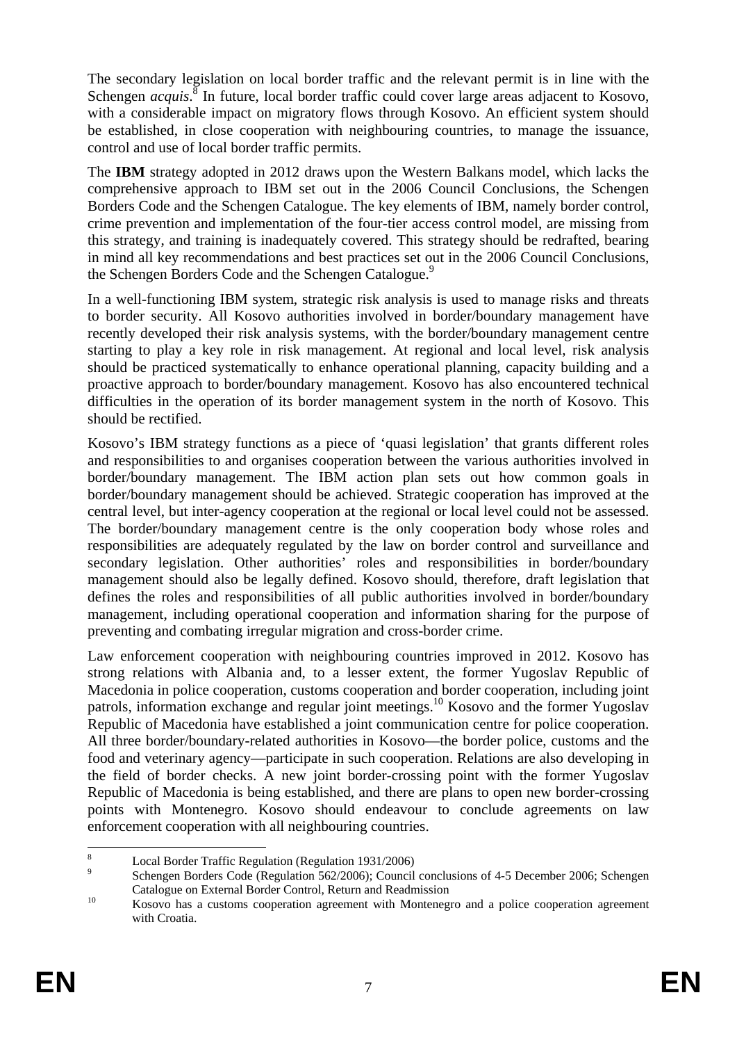The secondary legislation on local border traffic and the relevant permit is in line with the Schengen *acquis*.[8] In future, local border traffic could cover large areas adjacent to Kosovo, with a considerable impact on migratory flows through Kosovo. An efficient system should be established, in close cooperation with neighbouring countries, to manage the issuance, control and use of local border traffic permits.

The **IBM** strategy adopted in 2012 draws upon the Western Balkans model, which lacks the comprehensive approach to IBM set out in the 2006 Council Conclusions, the Schengen Borders Code and the Schengen Catalogue. The key elements of IBM, namely border control, crime prevention and implementation of the four-tier access control model, are missing from this strategy, and training is inadequately covered. This strategy should be redrafted, bearing in mind all key recommendations and best practices set out in the 2006 Council Conclusions, the Schengen Borders Code and the Schengen Catalogue.[9]

In a well-functioning IBM system, strategic risk analysis is used to manage risks and threats to border security. All Kosovo authorities involved in border/boundary management have recently developed their risk analysis systems, with the border/boundary management centre starting to play a key role in risk management. At regional and local level, risk analysis should be practiced systematically to enhance operational planning, capacity building and a proactive approach to border/boundary management. Kosovo has also encountered technical difficulties in the operation of its border management system in the north of Kosovo. This should be rectified.

Kosovo's IBM strategy functions as a piece of 'quasi legislation' that grants different roles and responsibilities to and organises cooperation between the various authorities involved in border/boundary management. The IBM action plan sets out how common goals in border/boundary management should be achieved. Strategic cooperation has improved at the central level, but inter-agency cooperation at the regional or local level could not be assessed. The border/boundary management centre is the only cooperation body whose roles and responsibilities are adequately regulated by the law on border control and surveillance and secondary legislation. Other authorities' roles and responsibilities in border/boundary management should also be legally defined. Kosovo should, therefore, draft legislation that defines the roles and responsibilities of all public authorities involved in border/boundary management, including operational cooperation and information sharing for the purpose of preventing and combating irregular migration and cross-border crime.

Law enforcement cooperation with neighbouring countries improved in 2012. Kosovo has strong relations with Albania and, to a lesser extent, the former Yugoslav Republic of Macedonia in police cooperation, customs cooperation and border cooperation, including joint patrols, information exchange and regular joint meetings.[10] Kosovo and the former Yugoslav Republic of Macedonia have established a joint communication centre for police cooperation. All three border/boundary-related authorities in Kosovo—the border police, customs and the food and veterinary agency—participate in such cooperation. Relations are also developing in the field of border checks. A new joint border-crossing point with the former Yugoslav Republic of Macedonia is being established, and there are plans to open new border-crossing points with Montenegro. Kosovo should endeavour to conclude agreements on law enforcement cooperation with all neighbouring countries.

---

[8] Local Border Traffic Regulation (Regulation 1931/2006)

[9] Schengen Borders Code (Regulation 562/2006); Council conclusions of 4-5 December 2006; Schengen Catalogue on External Border Control, Return and Readmission

[10] Kosovo has a customs cooperation agreement with Montenegro and a police cooperation agreement with Croatia.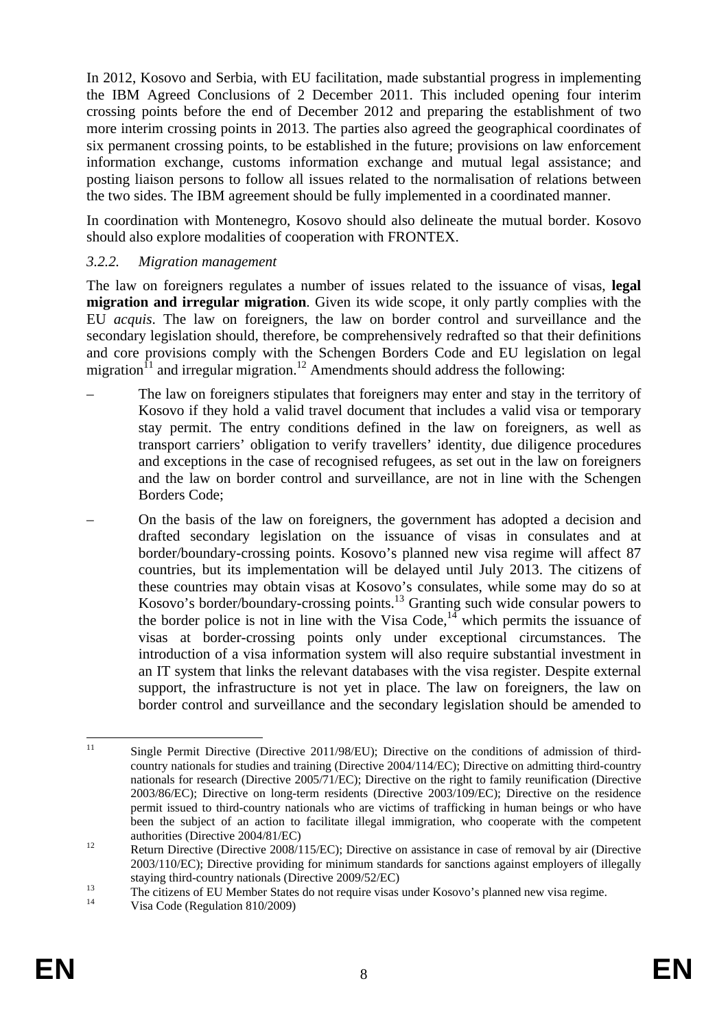In 2012, Kosovo and Serbia, with EU facilitation, made substantial progress in implementing the IBM Agreed Conclusions of 2 December 2011. This included opening four interim crossing points before the end of December 2012 and preparing the establishment of two more interim crossing points in 2013. The parties also agreed the geographical coordinates of six permanent crossing points, to be established in the future; provisions on law enforcement information exchange, customs information exchange and mutual legal assistance; and posting liaison persons to follow all issues related to the normalisation of relations between the two sides. The IBM agreement should be fully implemented in a coordinated manner.

In coordination with Montenegro, Kosovo should also delineate the mutual border. Kosovo should also explore modalities of cooperation with FRONTEX.

### *3.2.2. Migration management*

The law on foreigners regulates a number of issues related to the issuance of visas, **legal migration and irregular migration**. Given its wide scope, it only partly complies with the EU *acquis*. The law on foreigners, the law on border control and surveillance and the secondary legislation should, therefore, be comprehensively redrafted so that their definitions and core provisions comply with the Schengen Borders Code and EU legislation on legal migration[11] and irregular migration.[12] Amendments should address the following:

– The law on foreigners stipulates that foreigners may enter and stay in the territory of Kosovo if they hold a valid travel document that includes a valid visa or temporary stay permit. The entry conditions defined in the law on foreigners, as well as transport carriers' obligation to verify travellers' identity, due diligence procedures and exceptions in the case of recognised refugees, as set out in the law on foreigners and the law on border control and surveillance, are not in line with the Schengen Borders Code;

– On the basis of the law on foreigners, the government has adopted a decision and drafted secondary legislation on the issuance of visas in consulates and at border/boundary-crossing points. Kosovo's planned new visa regime will affect 87 countries, but its implementation will be delayed until July 2013. The citizens of these countries may obtain visas at Kosovo's consulates, while some may do so at Kosovo's border/boundary-crossing points.[13] Granting such wide consular powers to the border police is not in line with the Visa Code,[14] which permits the issuance of visas at border-crossing points only under exceptional circumstances. The introduction of a visa information system will also require substantial investment in an IT system that links the relevant databases with the visa register. Despite external support, the infrastructure is not yet in place. The law on foreigners, the law on border control and surveillance and the secondary legislation should be amended to

---

[11] Single Permit Directive (Directive 2011/98/EU); Directive on the conditions of admission of third-country nationals for studies and training (Directive 2004/114/EC); Directive on admitting third-country nationals for research (Directive 2005/71/EC); Directive on the right to family reunification (Directive 2003/86/EC); Directive on long-term residents (Directive 2003/109/EC); Directive on the residence permit issued to third-country nationals who are victims of trafficking in human beings or who have been the subject of an action to facilitate illegal immigration, who cooperate with the competent authorities (Directive 2004/81/EC)

[12] Return Directive (Directive 2008/115/EC); Directive on assistance in case of removal by air (Directive 2003/110/EC); Directive providing for minimum standards for sanctions against employers of illegally staying third-country nationals (Directive 2009/52/EC)

[13] The citizens of EU Member States do not require visas under Kosovo's planned new visa regime.

[14] Visa Code (Regulation 810/2009)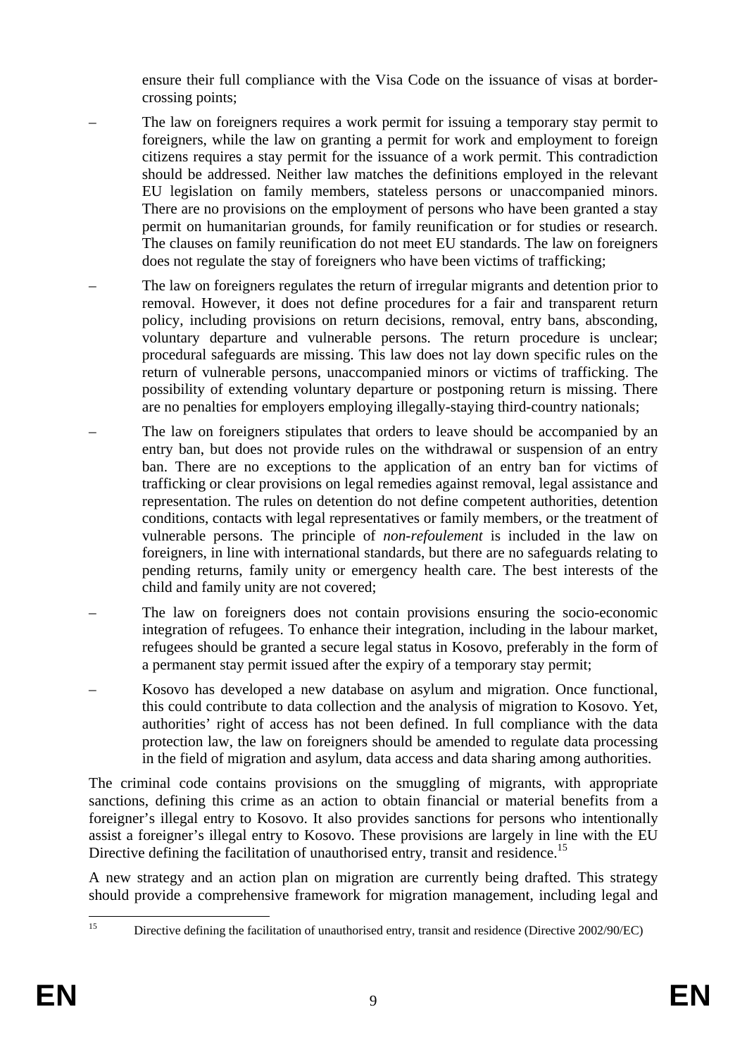ensure their full compliance with the Visa Code on the issuance of visas at border-crossing points;

– The law on foreigners requires a work permit for issuing a temporary stay permit to foreigners, while the law on granting a permit for work and employment to foreign citizens requires a stay permit for the issuance of a work permit. This contradiction should be addressed. Neither law matches the definitions employed in the relevant EU legislation on family members, stateless persons or unaccompanied minors. There are no provisions on the employment of persons who have been granted a stay permit on humanitarian grounds, for family reunification or for studies or research. The clauses on family reunification do not meet EU standards. The law on foreigners does not regulate the stay of foreigners who have been victims of trafficking;

– The law on foreigners regulates the return of irregular migrants and detention prior to removal. However, it does not define procedures for a fair and transparent return policy, including provisions on return decisions, removal, entry bans, absconding, voluntary departure and vulnerable persons. The return procedure is unclear; procedural safeguards are missing. This law does not lay down specific rules on the return of vulnerable persons, unaccompanied minors or victims of trafficking. The possibility of extending voluntary departure or postponing return is missing. There are no penalties for employers employing illegally-staying third-country nationals;

– The law on foreigners stipulates that orders to leave should be accompanied by an entry ban, but does not provide rules on the withdrawal or suspension of an entry ban. There are no exceptions to the application of an entry ban for victims of trafficking or clear provisions on legal remedies against removal, legal assistance and representation. The rules on detention do not define competent authorities, detention conditions, contacts with legal representatives or family members, or the treatment of vulnerable persons. The principle of *non-refoulement* is included in the law on foreigners, in line with international standards, but there are no safeguards relating to pending returns, family unity or emergency health care. The best interests of the child and family unity are not covered;

– The law on foreigners does not contain provisions ensuring the socio-economic integration of refugees. To enhance their integration, including in the labour market, refugees should be granted a secure legal status in Kosovo, preferably in the form of a permanent stay permit issued after the expiry of a temporary stay permit;

– Kosovo has developed a new database on asylum and migration. Once functional, this could contribute to data collection and the analysis of migration to Kosovo. Yet, authorities' right of access has not been defined. In full compliance with the data protection law, the law on foreigners should be amended to regulate data processing in the field of migration and asylum, data access and data sharing among authorities.

The criminal code contains provisions on the smuggling of migrants, with appropriate sanctions, defining this crime as an action to obtain financial or material benefits from a foreigner's illegal entry to Kosovo. It also provides sanctions for persons who intentionally assist a foreigner's illegal entry to Kosovo. These provisions are largely in line with the EU Directive defining the facilitation of unauthorised entry, transit and residence.[15]

A new strategy and an action plan on migration are currently being drafted. This strategy should provide a comprehensive framework for migration management, including legal and

[15] Directive defining the facilitation of unauthorised entry, transit and residence (Directive 2002/90/EC)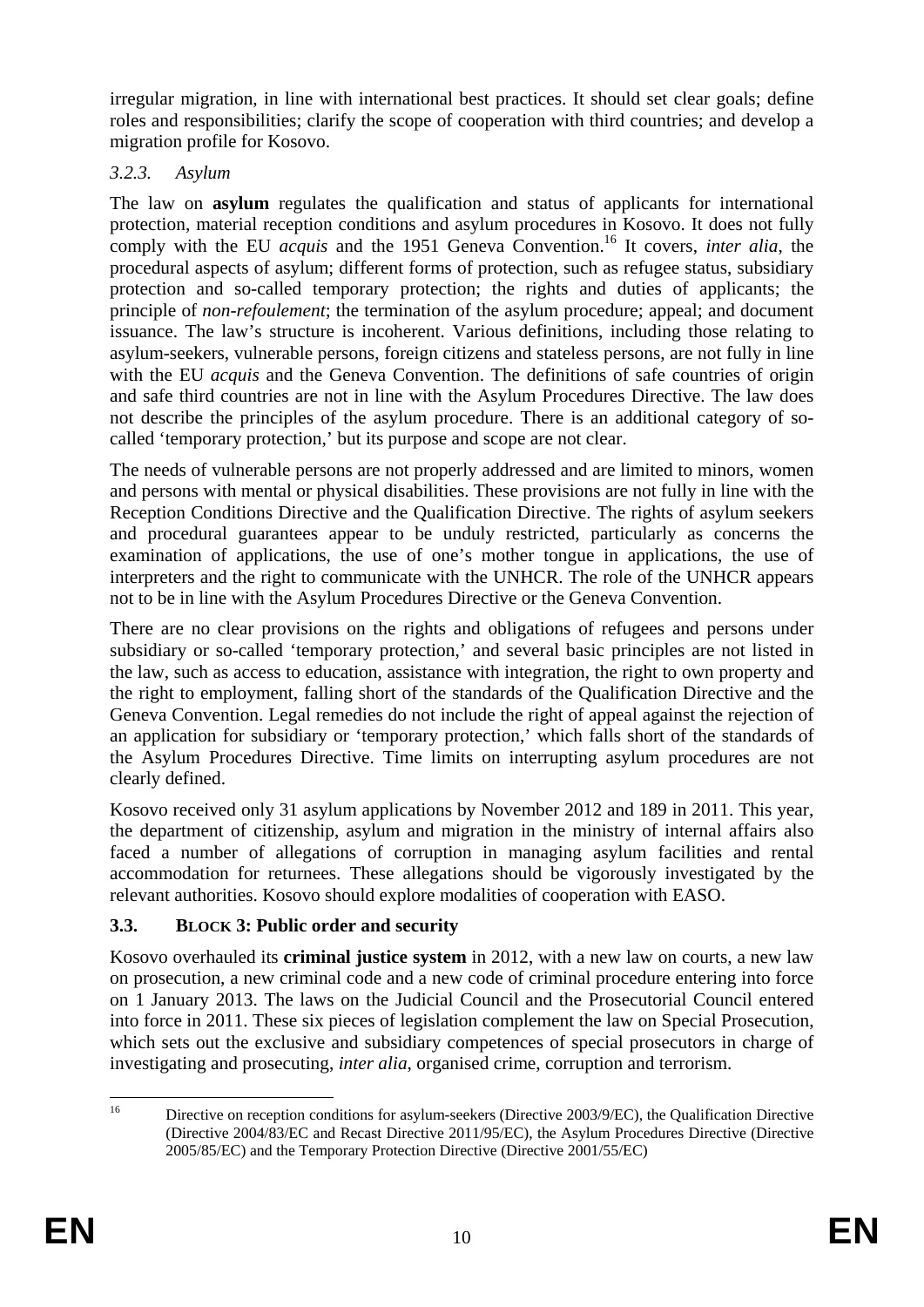irregular migration, in line with international best practices. It should set clear goals; define roles and responsibilities; clarify the scope of cooperation with third countries; and develop a migration profile for Kosovo.

### *3.2.3. Asylum*

The law on **asylum** regulates the qualification and status of applicants for international protection, material reception conditions and asylum procedures in Kosovo. It does not fully comply with the EU *acquis* and the 1951 Geneva Convention.[16] It covers, *inter alia*, the procedural aspects of asylum; different forms of protection, such as refugee status, subsidiary protection and so-called temporary protection; the rights and duties of applicants; the principle of *non-refoulement*; the termination of the asylum procedure; appeal; and document issuance. The law's structure is incoherent. Various definitions, including those relating to asylum-seekers, vulnerable persons, foreign citizens and stateless persons, are not fully in line with the EU *acquis* and the Geneva Convention. The definitions of safe countries of origin and safe third countries are not in line with the Asylum Procedures Directive. The law does not describe the principles of the asylum procedure. There is an additional category of so-called 'temporary protection,' but its purpose and scope are not clear.

The needs of vulnerable persons are not properly addressed and are limited to minors, women and persons with mental or physical disabilities. These provisions are not fully in line with the Reception Conditions Directive and the Qualification Directive. The rights of asylum seekers and procedural guarantees appear to be unduly restricted, particularly as concerns the examination of applications, the use of one's mother tongue in applications, the use of interpreters and the right to communicate with the UNHCR. The role of the UNHCR appears not to be in line with the Asylum Procedures Directive or the Geneva Convention.

There are no clear provisions on the rights and obligations of refugees and persons under subsidiary or so-called 'temporary protection,' and several basic principles are not listed in the law, such as access to education, assistance with integration, the right to own property and the right to employment, falling short of the standards of the Qualification Directive and the Geneva Convention. Legal remedies do not include the right of appeal against the rejection of an application for subsidiary or 'temporary protection,' which falls short of the standards of the Asylum Procedures Directive. Time limits on interrupting asylum procedures are not clearly defined.

Kosovo received only 31 asylum applications by November 2012 and 189 in 2011. This year, the department of citizenship, asylum and migration in the ministry of internal affairs also faced a number of allegations of corruption in managing asylum facilities and rental accommodation for returnees. These allegations should be vigorously investigated by the relevant authorities. Kosovo should explore modalities of cooperation with EASO.

## 3.3. BLOCK 3: Public order and security

Kosovo overhauled its **criminal justice system** in 2012, with a new law on courts, a new law on prosecution, a new criminal code and a new code of criminal procedure entering into force on 1 January 2013. The laws on the Judicial Council and the Prosecutorial Council entered into force in 2011. These six pieces of legislation complement the law on Special Prosecution, which sets out the exclusive and subsidiary competences of special prosecutors in charge of investigating and prosecuting, *inter alia*, organised crime, corruption and terrorism.

---

[16] Directive on reception conditions for asylum-seekers (Directive 2003/9/EC), the Qualification Directive (Directive 2004/83/EC and Recast Directive 2011/95/EC), the Asylum Procedures Directive (Directive 2005/85/EC) and the Temporary Protection Directive (Directive 2001/55/EC)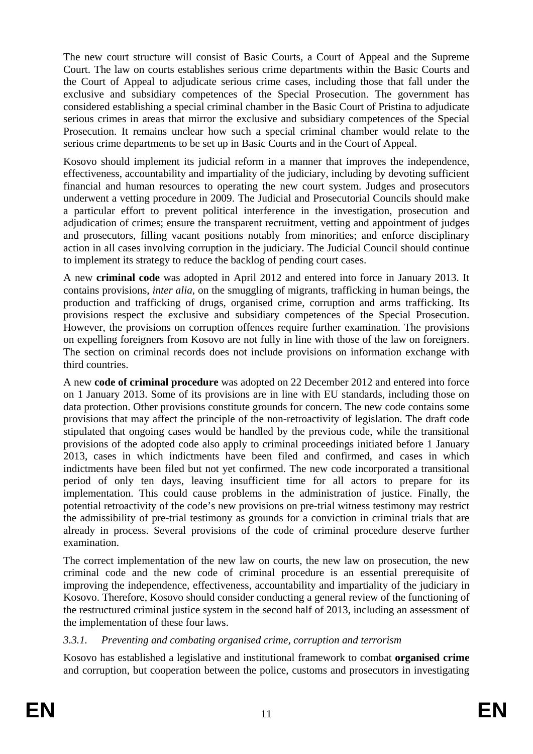The new court structure will consist of Basic Courts, a Court of Appeal and the Supreme Court. The law on courts establishes serious crime departments within the Basic Courts and the Court of Appeal to adjudicate serious crime cases, including those that fall under the exclusive and subsidiary competences of the Special Prosecution. The government has considered establishing a special criminal chamber in the Basic Court of Pristina to adjudicate serious crimes in areas that mirror the exclusive and subsidiary competences of the Special Prosecution. It remains unclear how such a special criminal chamber would relate to the serious crime departments to be set up in Basic Courts and in the Court of Appeal.

Kosovo should implement its judicial reform in a manner that improves the independence, effectiveness, accountability and impartiality of the judiciary, including by devoting sufficient financial and human resources to operating the new court system. Judges and prosecutors underwent a vetting procedure in 2009. The Judicial and Prosecutorial Councils should make a particular effort to prevent political interference in the investigation, prosecution and adjudication of crimes; ensure the transparent recruitment, vetting and appointment of judges and prosecutors, filling vacant positions notably from minorities; and enforce disciplinary action in all cases involving corruption in the judiciary. The Judicial Council should continue to implement its strategy to reduce the backlog of pending court cases.

A new **criminal code** was adopted in April 2012 and entered into force in January 2013. It contains provisions, *inter alia*, on the smuggling of migrants, trafficking in human beings, the production and trafficking of drugs, organised crime, corruption and arms trafficking. Its provisions respect the exclusive and subsidiary competences of the Special Prosecution. However, the provisions on corruption offences require further examination. The provisions on expelling foreigners from Kosovo are not fully in line with those of the law on foreigners. The section on criminal records does not include provisions on information exchange with third countries.

A new **code of criminal procedure** was adopted on 22 December 2012 and entered into force on 1 January 2013. Some of its provisions are in line with EU standards, including those on data protection. Other provisions constitute grounds for concern. The new code contains some provisions that may affect the principle of the non-retroactivity of legislation. The draft code stipulated that ongoing cases would be handled by the previous code, while the transitional provisions of the adopted code also apply to criminal proceedings initiated before 1 January 2013, cases in which indictments have been filed and confirmed, and cases in which indictments have been filed but not yet confirmed. The new code incorporated a transitional period of only ten days, leaving insufficient time for all actors to prepare for its implementation. This could cause problems in the administration of justice. Finally, the potential retroactivity of the code's new provisions on pre-trial witness testimony may restrict the admissibility of pre-trial testimony as grounds for a conviction in criminal trials that are already in process. Several provisions of the code of criminal procedure deserve further examination.

The correct implementation of the new law on courts, the new law on prosecution, the new criminal code and the new code of criminal procedure is an essential prerequisite of improving the independence, effectiveness, accountability and impartiality of the judiciary in Kosovo. Therefore, Kosovo should consider conducting a general review of the functioning of the restructured criminal justice system in the second half of 2013, including an assessment of the implementation of these four laws.

### *3.3.1. Preventing and combating organised crime, corruption and terrorism*

Kosovo has established a legislative and institutional framework to combat **organised crime** and corruption, but cooperation between the police, customs and prosecutors in investigating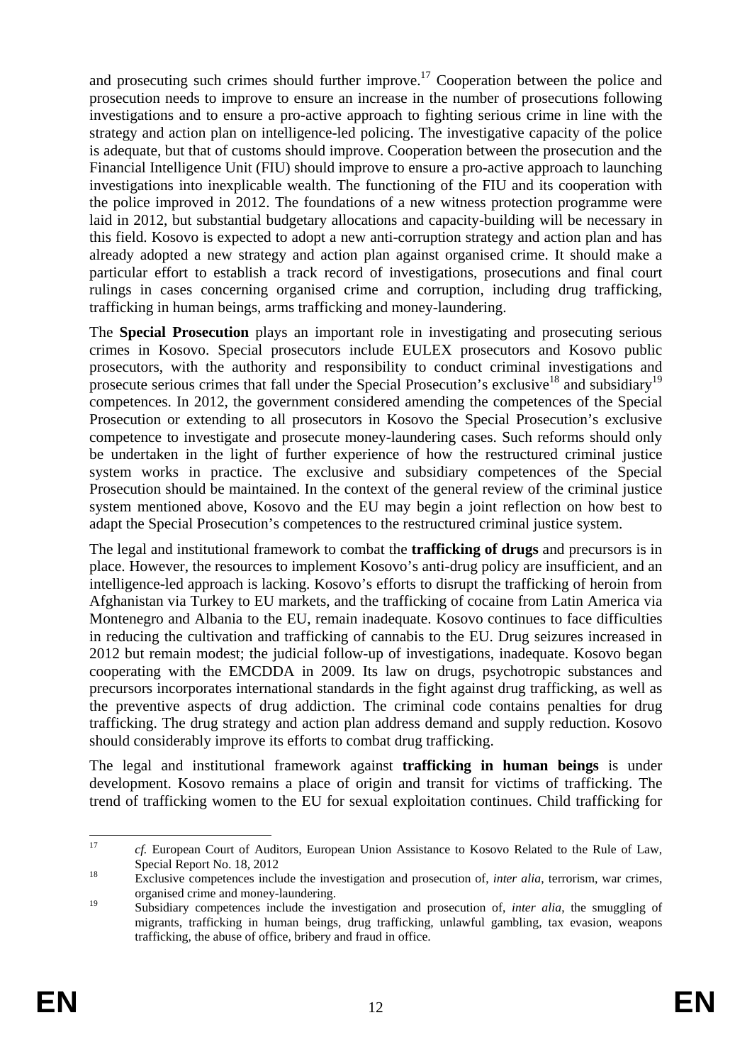and prosecuting such crimes should further improve.[17] Cooperation between the police and prosecution needs to improve to ensure an increase in the number of prosecutions following investigations and to ensure a pro-active approach to fighting serious crime in line with the strategy and action plan on intelligence-led policing. The investigative capacity of the police is adequate, but that of customs should improve. Cooperation between the prosecution and the Financial Intelligence Unit (FIU) should improve to ensure a pro-active approach to launching investigations into inexplicable wealth. The functioning of the FIU and its cooperation with the police improved in 2012. The foundations of a new witness protection programme were laid in 2012, but substantial budgetary allocations and capacity-building will be necessary in this field. Kosovo is expected to adopt a new anti-corruption strategy and action plan and has already adopted a new strategy and action plan against organised crime. It should make a particular effort to establish a track record of investigations, prosecutions and final court rulings in cases concerning organised crime and corruption, including drug trafficking, trafficking in human beings, arms trafficking and money-laundering.

The **Special Prosecution** plays an important role in investigating and prosecuting serious crimes in Kosovo. Special prosecutors include EULEX prosecutors and Kosovo public prosecutors, with the authority and responsibility to conduct criminal investigations and prosecute serious crimes that fall under the Special Prosecution's exclusive[18] and subsidiary[19] competences. In 2012, the government considered amending the competences of the Special Prosecution or extending to all prosecutors in Kosovo the Special Prosecution's exclusive competence to investigate and prosecute money-laundering cases. Such reforms should only be undertaken in the light of further experience of how the restructured criminal justice system works in practice. The exclusive and subsidiary competences of the Special Prosecution should be maintained. In the context of the general review of the criminal justice system mentioned above, Kosovo and the EU may begin a joint reflection on how best to adapt the Special Prosecution's competences to the restructured criminal justice system.

The legal and institutional framework to combat the **trafficking of drugs** and precursors is in place. However, the resources to implement Kosovo's anti-drug policy are insufficient, and an intelligence-led approach is lacking. Kosovo's efforts to disrupt the trafficking of heroin from Afghanistan via Turkey to EU markets, and the trafficking of cocaine from Latin America via Montenegro and Albania to the EU, remain inadequate. Kosovo continues to face difficulties in reducing the cultivation and trafficking of cannabis to the EU. Drug seizures increased in 2012 but remain modest; the judicial follow-up of investigations, inadequate. Kosovo began cooperating with the EMCDDA in 2009. Its law on drugs, psychotropic substances and precursors incorporates international standards in the fight against drug trafficking, as well as the preventive aspects of drug addiction. The criminal code contains penalties for drug trafficking. The drug strategy and action plan address demand and supply reduction. Kosovo should considerably improve its efforts to combat drug trafficking.

The legal and institutional framework against **trafficking in human beings** is under development. Kosovo remains a place of origin and transit for victims of trafficking. The trend of trafficking women to the EU for sexual exploitation continues. Child trafficking for

---

[17] *cf.* European Court of Auditors, European Union Assistance to Kosovo Related to the Rule of Law, Special Report No. 18, 2012

[18] Exclusive competences include the investigation and prosecution of, *inter alia*, terrorism, war crimes, organised crime and money-laundering.

[19] Subsidiary competences include the investigation and prosecution of, *inter alia*, the smuggling of migrants, trafficking in human beings, drug trafficking, unlawful gambling, tax evasion, weapons trafficking, the abuse of office, bribery and fraud in office.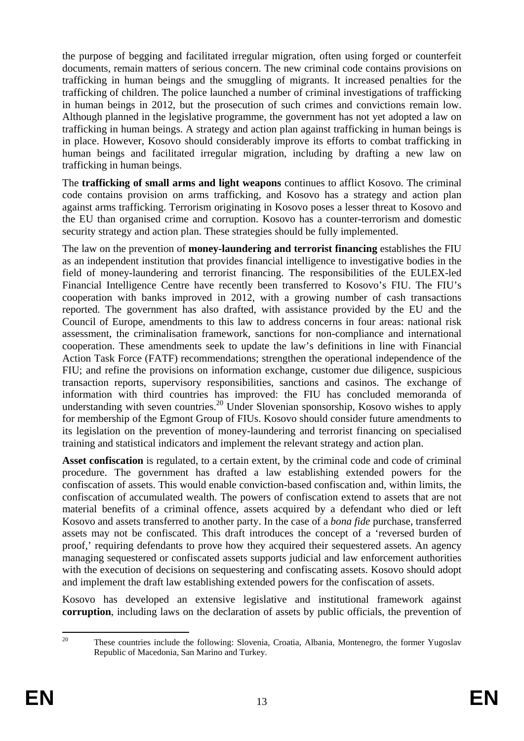the purpose of begging and facilitated irregular migration, often using forged or counterfeit documents, remain matters of serious concern. The new criminal code contains provisions on trafficking in human beings and the smuggling of migrants. It increased penalties for the trafficking of children. The police launched a number of criminal investigations of trafficking in human beings in 2012, but the prosecution of such crimes and convictions remain low. Although planned in the legislative programme, the government has not yet adopted a law on trafficking in human beings. A strategy and action plan against trafficking in human beings is in place. However, Kosovo should considerably improve its efforts to combat trafficking in human beings and facilitated irregular migration, including by drafting a new law on trafficking in human beings.

The **trafficking of small arms and light weapons** continues to afflict Kosovo. The criminal code contains provision on arms trafficking, and Kosovo has a strategy and action plan against arms trafficking. Terrorism originating in Kosovo poses a lesser threat to Kosovo and the EU than organised crime and corruption. Kosovo has a counter-terrorism and domestic security strategy and action plan. These strategies should be fully implemented.

The law on the prevention of **money-laundering and terrorist financing** establishes the FIU as an independent institution that provides financial intelligence to investigative bodies in the field of money-laundering and terrorist financing. The responsibilities of the EULEX-led Financial Intelligence Centre have recently been transferred to Kosovo's FIU. The FIU's cooperation with banks improved in 2012, with a growing number of cash transactions reported. The government has also drafted, with assistance provided by the EU and the Council of Europe, amendments to this law to address concerns in four areas: national risk assessment, the criminalisation framework, sanctions for non-compliance and international cooperation. These amendments seek to update the law's definitions in line with Financial Action Task Force (FATF) recommendations; strengthen the operational independence of the FIU; and refine the provisions on information exchange, customer due diligence, suspicious transaction reports, supervisory responsibilities, sanctions and casinos. The exchange of information with third countries has improved: the FIU has concluded memoranda of understanding with seven countries.[20] Under Slovenian sponsorship, Kosovo wishes to apply for membership of the Egmont Group of FIUs. Kosovo should consider future amendments to its legislation on the prevention of money-laundering and terrorist financing on specialised training and statistical indicators and implement the relevant strategy and action plan.

**Asset confiscation** is regulated, to a certain extent, by the criminal code and code of criminal procedure. The government has drafted a law establishing extended powers for the confiscation of assets. This would enable conviction-based confiscation and, within limits, the confiscation of accumulated wealth. The powers of confiscation extend to assets that are not material benefits of a criminal offence, assets acquired by a defendant who died or left Kosovo and assets transferred to another party. In the case of a *bona fide* purchase, transferred assets may not be confiscated. This draft introduces the concept of a 'reversed burden of proof,' requiring defendants to prove how they acquired their sequestered assets. An agency managing sequestered or confiscated assets supports judicial and law enforcement authorities with the execution of decisions on sequestering and confiscating assets. Kosovo should adopt and implement the draft law establishing extended powers for the confiscation of assets.

Kosovo has developed an extensive legislative and institutional framework against **corruption**, including laws on the declaration of assets by public officials, the prevention of

[20] These countries include the following: Slovenia, Croatia, Albania, Montenegro, the former Yugoslav Republic of Macedonia, San Marino and Turkey.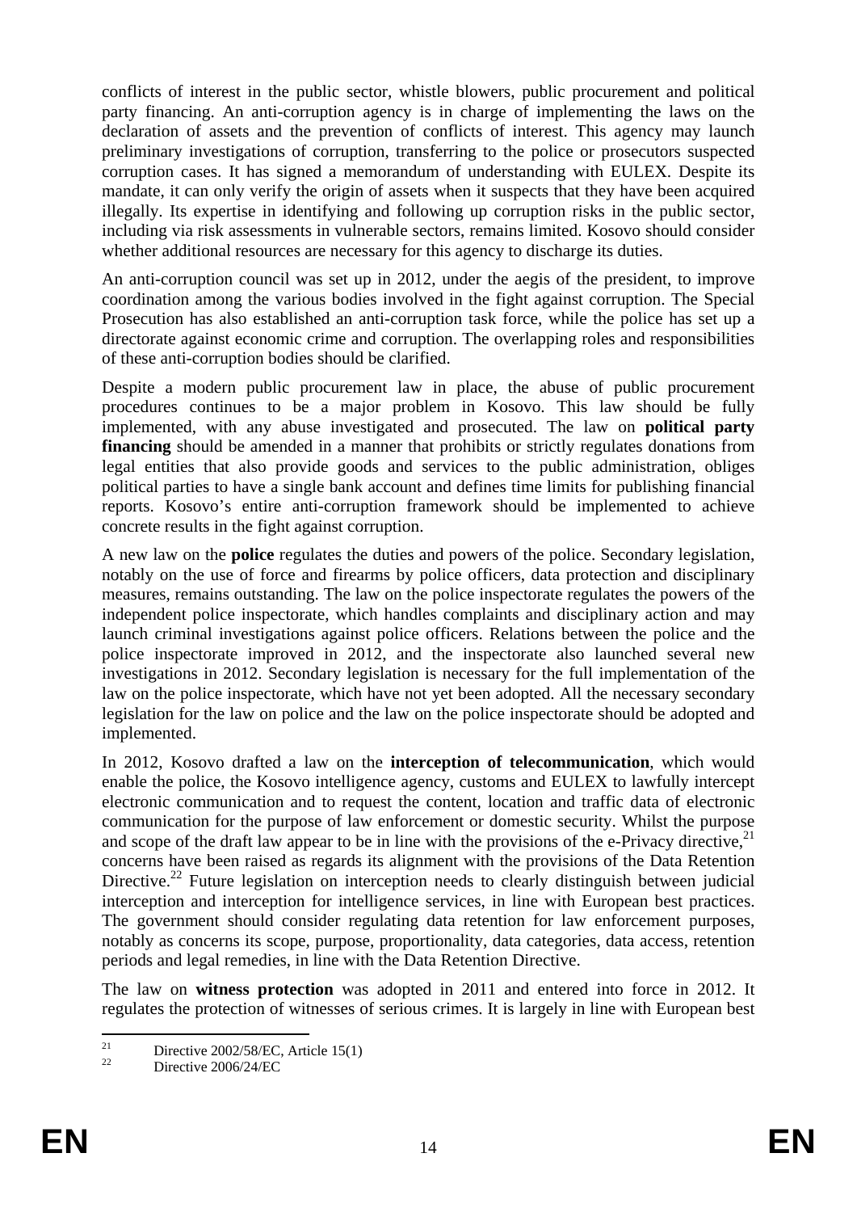conflicts of interest in the public sector, whistle blowers, public procurement and political party financing. An anti-corruption agency is in charge of implementing the laws on the declaration of assets and the prevention of conflicts of interest. This agency may launch preliminary investigations of corruption, transferring to the police or prosecutors suspected corruption cases. It has signed a memorandum of understanding with EULEX. Despite its mandate, it can only verify the origin of assets when it suspects that they have been acquired illegally. Its expertise in identifying and following up corruption risks in the public sector, including via risk assessments in vulnerable sectors, remains limited. Kosovo should consider whether additional resources are necessary for this agency to discharge its duties.

An anti-corruption council was set up in 2012, under the aegis of the president, to improve coordination among the various bodies involved in the fight against corruption. The Special Prosecution has also established an anti-corruption task force, while the police has set up a directorate against economic crime and corruption. The overlapping roles and responsibilities of these anti-corruption bodies should be clarified.

Despite a modern public procurement law in place, the abuse of public procurement procedures continues to be a major problem in Kosovo. This law should be fully implemented, with any abuse investigated and prosecuted. The law on **political party financing** should be amended in a manner that prohibits or strictly regulates donations from legal entities that also provide goods and services to the public administration, obliges political parties to have a single bank account and defines time limits for publishing financial reports. Kosovo's entire anti-corruption framework should be implemented to achieve concrete results in the fight against corruption.

A new law on the **police** regulates the duties and powers of the police. Secondary legislation, notably on the use of force and firearms by police officers, data protection and disciplinary measures, remains outstanding. The law on the police inspectorate regulates the powers of the independent police inspectorate, which handles complaints and disciplinary action and may launch criminal investigations against police officers. Relations between the police and the police inspectorate improved in 2012, and the inspectorate also launched several new investigations in 2012. Secondary legislation is necessary for the full implementation of the law on the police inspectorate, which have not yet been adopted. All the necessary secondary legislation for the law on police and the law on the police inspectorate should be adopted and implemented.

In 2012, Kosovo drafted a law on the **interception of telecommunication**, which would enable the police, the Kosovo intelligence agency, customs and EULEX to lawfully intercept electronic communication and to request the content, location and traffic data of electronic communication for the purpose of law enforcement or domestic security. Whilst the purpose and scope of the draft law appear to be in line with the provisions of the e-Privacy directive,[21] concerns have been raised as regards its alignment with the provisions of the Data Retention Directive.[22] Future legislation on interception needs to clearly distinguish between judicial interception and interception for intelligence services, in line with European best practices. The government should consider regulating data retention for law enforcement purposes, notably as concerns its scope, purpose, proportionality, data categories, data access, retention periods and legal remedies, in line with the Data Retention Directive.

The law on **witness protection** was adopted in 2011 and entered into force in 2012. It regulates the protection of witnesses of serious crimes. It is largely in line with European best

---

[21] Directive 2002/58/EC, Article 15(1)

[22] Directive 2006/24/EC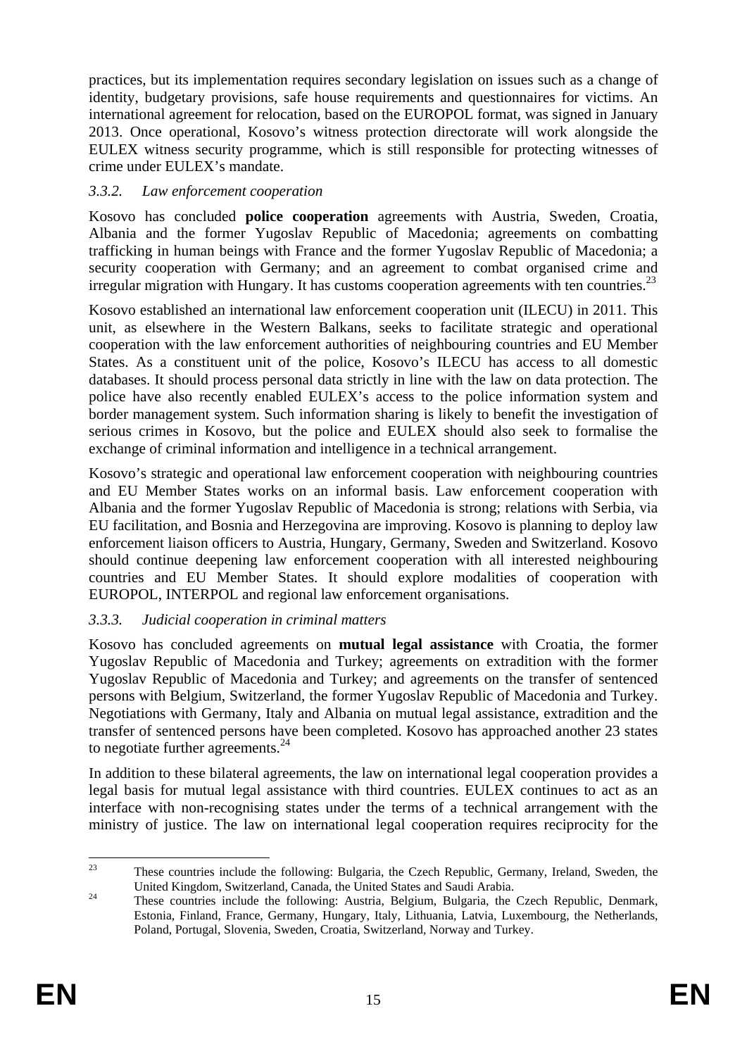practices, but its implementation requires secondary legislation on issues such as a change of identity, budgetary provisions, safe house requirements and questionnaires for victims. An international agreement for relocation, based on the EUROPOL format, was signed in January 2013. Once operational, Kosovo's witness protection directorate will work alongside the EULEX witness security programme, which is still responsible for protecting witnesses of crime under EULEX's mandate.

### *3.3.2. Law enforcement cooperation*

Kosovo has concluded **police cooperation** agreements with Austria, Sweden, Croatia, Albania and the former Yugoslav Republic of Macedonia; agreements on combatting trafficking in human beings with France and the former Yugoslav Republic of Macedonia; a security cooperation with Germany; and an agreement to combat organised crime and irregular migration with Hungary. It has customs cooperation agreements with ten countries.[23]

Kosovo established an international law enforcement cooperation unit (ILECU) in 2011. This unit, as elsewhere in the Western Balkans, seeks to facilitate strategic and operational cooperation with the law enforcement authorities of neighbouring countries and EU Member States. As a constituent unit of the police, Kosovo's ILECU has access to all domestic databases. It should process personal data strictly in line with the law on data protection. The police have also recently enabled EULEX's access to the police information system and border management system. Such information sharing is likely to benefit the investigation of serious crimes in Kosovo, but the police and EULEX should also seek to formalise the exchange of criminal information and intelligence in a technical arrangement.

Kosovo's strategic and operational law enforcement cooperation with neighbouring countries and EU Member States works on an informal basis. Law enforcement cooperation with Albania and the former Yugoslav Republic of Macedonia is strong; relations with Serbia, via EU facilitation, and Bosnia and Herzegovina are improving. Kosovo is planning to deploy law enforcement liaison officers to Austria, Hungary, Germany, Sweden and Switzerland. Kosovo should continue deepening law enforcement cooperation with all interested neighbouring countries and EU Member States. It should explore modalities of cooperation with EUROPOL, INTERPOL and regional law enforcement organisations.

### *3.3.3. Judicial cooperation in criminal matters*

Kosovo has concluded agreements on **mutual legal assistance** with Croatia, the former Yugoslav Republic of Macedonia and Turkey; agreements on extradition with the former Yugoslav Republic of Macedonia and Turkey; and agreements on the transfer of sentenced persons with Belgium, Switzerland, the former Yugoslav Republic of Macedonia and Turkey. Negotiations with Germany, Italy and Albania on mutual legal assistance, extradition and the transfer of sentenced persons have been completed. Kosovo has approached another 23 states to negotiate further agreements.[24]

In addition to these bilateral agreements, the law on international legal cooperation provides a legal basis for mutual legal assistance with third countries. EULEX continues to act as an interface with non-recognising states under the terms of a technical arrangement with the ministry of justice. The law on international legal cooperation requires reciprocity for the

---

[23] These countries include the following: Bulgaria, the Czech Republic, Germany, Ireland, Sweden, the United Kingdom, Switzerland, Canada, the United States and Saudi Arabia.

[24] These countries include the following: Austria, Belgium, Bulgaria, the Czech Republic, Denmark, Estonia, Finland, France, Germany, Hungary, Italy, Lithuania, Latvia, Luxembourg, the Netherlands, Poland, Portugal, Slovenia, Sweden, Croatia, Switzerland, Norway and Turkey.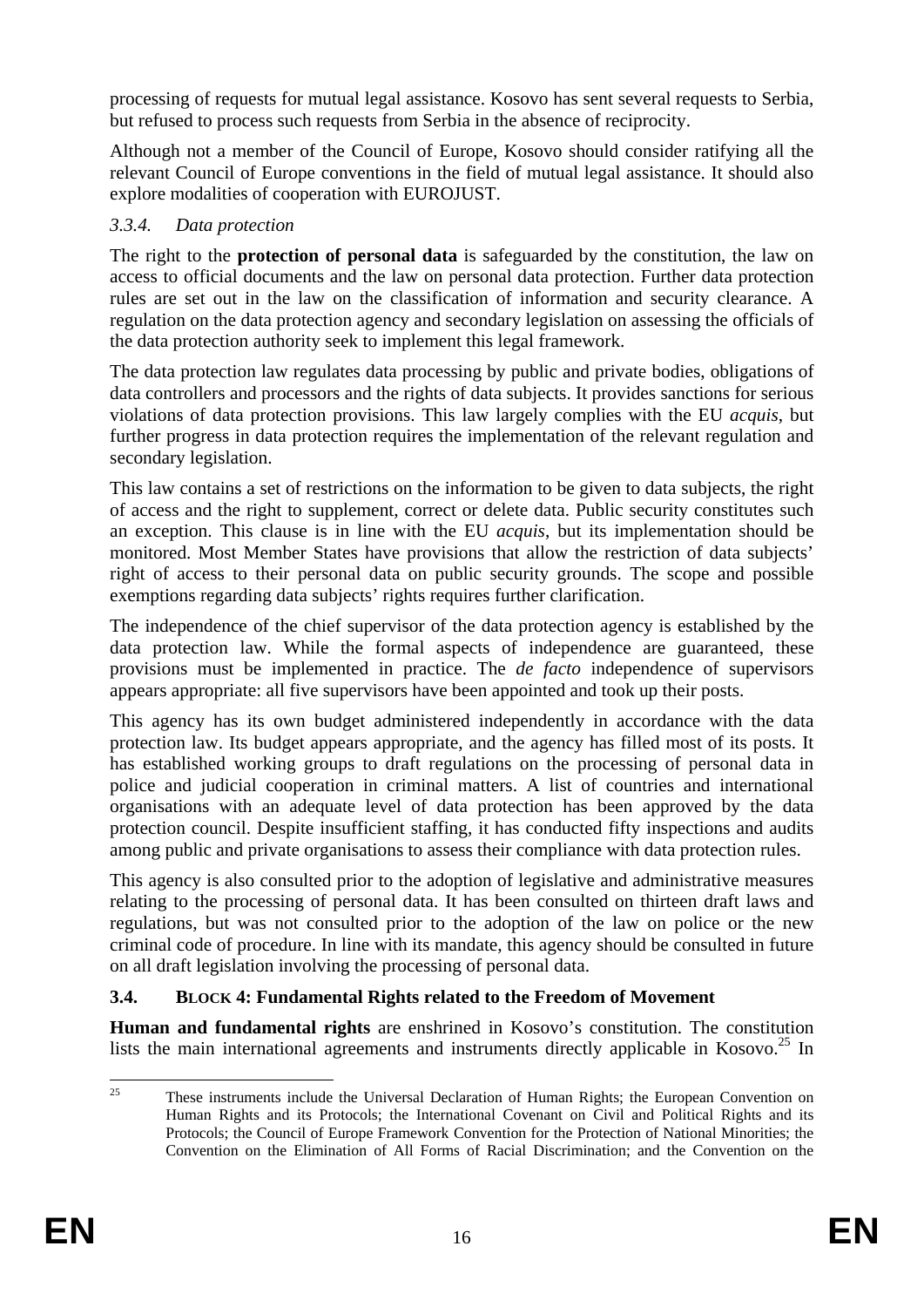processing of requests for mutual legal assistance. Kosovo has sent several requests to Serbia, but refused to process such requests from Serbia in the absence of reciprocity.

Although not a member of the Council of Europe, Kosovo should consider ratifying all the relevant Council of Europe conventions in the field of mutual legal assistance. It should also explore modalities of cooperation with EUROJUST.

#### *3.3.4. Data protection*

The right to the **protection of personal data** is safeguarded by the constitution, the law on access to official documents and the law on personal data protection. Further data protection rules are set out in the law on the classification of information and security clearance. A regulation on the data protection agency and secondary legislation on assessing the officials of the data protection authority seek to implement this legal framework.

The data protection law regulates data processing by public and private bodies, obligations of data controllers and processors and the rights of data subjects. It provides sanctions for serious violations of data protection provisions. This law largely complies with the EU *acquis*, but further progress in data protection requires the implementation of the relevant regulation and secondary legislation.

This law contains a set of restrictions on the information to be given to data subjects, the right of access and the right to supplement, correct or delete data. Public security constitutes such an exception. This clause is in line with the EU *acquis*, but its implementation should be monitored. Most Member States have provisions that allow the restriction of data subjects' right of access to their personal data on public security grounds. The scope and possible exemptions regarding data subjects' rights requires further clarification.

The independence of the chief supervisor of the data protection agency is established by the data protection law. While the formal aspects of independence are guaranteed, these provisions must be implemented in practice. The *de facto* independence of supervisors appears appropriate: all five supervisors have been appointed and took up their posts.

This agency has its own budget administered independently in accordance with the data protection law. Its budget appears appropriate, and the agency has filled most of its posts. It has established working groups to draft regulations on the processing of personal data in police and judicial cooperation in criminal matters. A list of countries and international organisations with an adequate level of data protection has been approved by the data protection council. Despite insufficient staffing, it has conducted fifty inspections and audits among public and private organisations to assess their compliance with data protection rules.

This agency is also consulted prior to the adoption of legislative and administrative measures relating to the processing of personal data. It has been consulted on thirteen draft laws and regulations, but was not consulted prior to the adoption of the law on police or the new criminal code of procedure. In line with its mandate, this agency should be consulted in future on all draft legislation involving the processing of personal data.

### 3.4. BLOCK 4: Fundamental Rights related to the Freedom of Movement

**Human and fundamental rights** are enshrined in Kosovo's constitution. The constitution lists the main international agreements and instruments directly applicable in Kosovo.[25] In

---

[25] These instruments include the Universal Declaration of Human Rights; the European Convention on Human Rights and its Protocols; the International Covenant on Civil and Political Rights and its Protocols; the Council of Europe Framework Convention for the Protection of National Minorities; the Convention on the Elimination of All Forms of Racial Discrimination; and the Convention on the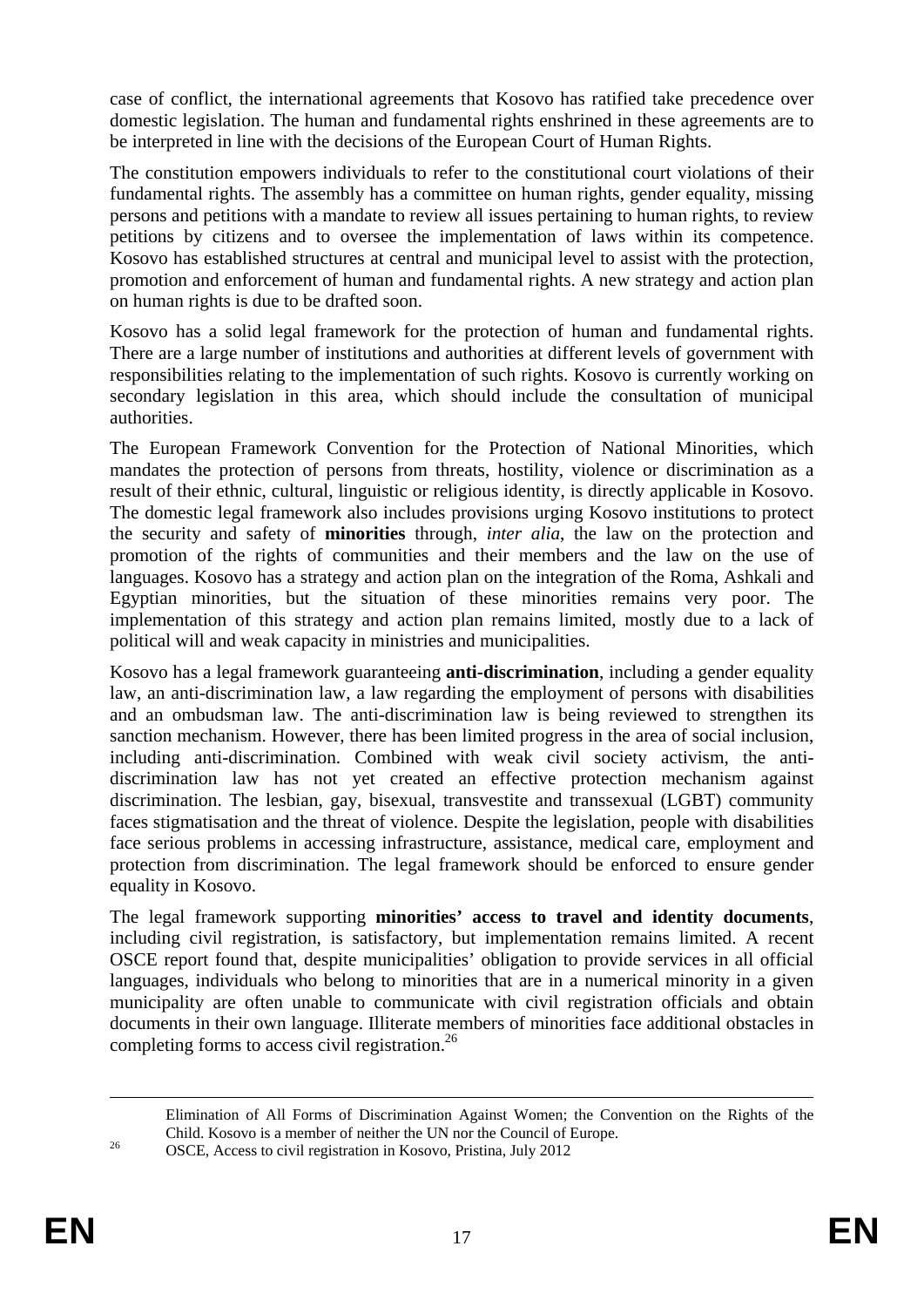case of conflict, the international agreements that Kosovo has ratified take precedence over domestic legislation. The human and fundamental rights enshrined in these agreements are to be interpreted in line with the decisions of the European Court of Human Rights.

The constitution empowers individuals to refer to the constitutional court violations of their fundamental rights. The assembly has a committee on human rights, gender equality, missing persons and petitions with a mandate to review all issues pertaining to human rights, to review petitions by citizens and to oversee the implementation of laws within its competence. Kosovo has established structures at central and municipal level to assist with the protection, promotion and enforcement of human and fundamental rights. A new strategy and action plan on human rights is due to be drafted soon.

Kosovo has a solid legal framework for the protection of human and fundamental rights. There are a large number of institutions and authorities at different levels of government with responsibilities relating to the implementation of such rights. Kosovo is currently working on secondary legislation in this area, which should include the consultation of municipal authorities.

The European Framework Convention for the Protection of National Minorities, which mandates the protection of persons from threats, hostility, violence or discrimination as a result of their ethnic, cultural, linguistic or religious identity, is directly applicable in Kosovo. The domestic legal framework also includes provisions urging Kosovo institutions to protect the security and safety of **minorities** through, *inter alia*, the law on the protection and promotion of the rights of communities and their members and the law on the use of languages. Kosovo has a strategy and action plan on the integration of the Roma, Ashkali and Egyptian minorities, but the situation of these minorities remains very poor. The implementation of this strategy and action plan remains limited, mostly due to a lack of political will and weak capacity in ministries and municipalities.

Kosovo has a legal framework guaranteeing **anti-discrimination**, including a gender equality law, an anti-discrimination law, a law regarding the employment of persons with disabilities and an ombudsman law. The anti-discrimination law is being reviewed to strengthen its sanction mechanism. However, there has been limited progress in the area of social inclusion, including anti-discrimination. Combined with weak civil society activism, the anti-discrimination law has not yet created an effective protection mechanism against discrimination. The lesbian, gay, bisexual, transvestite and transsexual (LGBT) community faces stigmatisation and the threat of violence. Despite the legislation, people with disabilities face serious problems in accessing infrastructure, assistance, medical care, employment and protection from discrimination. The legal framework should be enforced to ensure gender equality in Kosovo.

The legal framework supporting **minorities' access to travel and identity documents**, including civil registration, is satisfactory, but implementation remains limited. A recent OSCE report found that, despite municipalities' obligation to provide services in all official languages, individuals who belong to minorities that are in a numerical minority in a given municipality are often unable to communicate with civil registration officials and obtain documents in their own language. Illiterate members of minorities face additional obstacles in completing forms to access civil registration.[26]

---

Elimination of All Forms of Discrimination Against Women; the Convention on the Rights of the Child. Kosovo is a member of neither the UN nor the Council of Europe.

[26] OSCE, Access to civil registration in Kosovo, Pristina, July 2012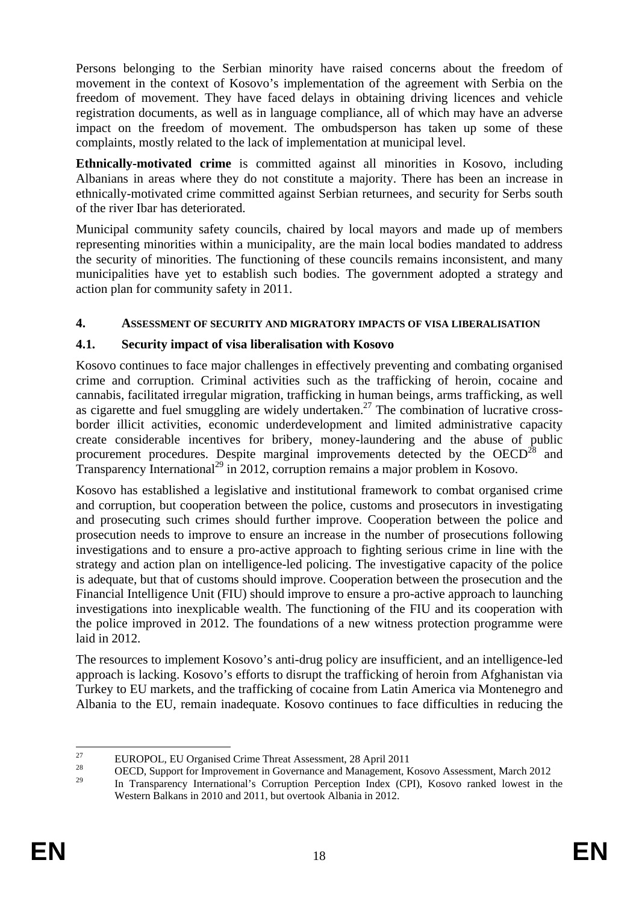Persons belonging to the Serbian minority have raised concerns about the freedom of movement in the context of Kosovo's implementation of the agreement with Serbia on the freedom of movement. They have faced delays in obtaining driving licences and vehicle registration documents, as well as in language compliance, all of which may have an adverse impact on the freedom of movement. The ombudsperson has taken up some of these complaints, mostly related to the lack of implementation at municipal level.

**Ethnically-motivated crime** is committed against all minorities in Kosovo, including Albanians in areas where they do not constitute a majority. There has been an increase in ethnically-motivated crime committed against Serbian returnees, and security for Serbs south of the river Ibar has deteriorated.

Municipal community safety councils, chaired by local mayors and made up of members representing minorities within a municipality, are the main local bodies mandated to address the security of minorities. The functioning of these councils remains inconsistent, and many municipalities have yet to establish such bodies. The government adopted a strategy and action plan for community safety in 2011.

## 4. ASSESSMENT OF SECURITY AND MIGRATORY IMPACTS OF VISA LIBERALISATION

### 4.1. Security impact of visa liberalisation with Kosovo

Kosovo continues to face major challenges in effectively preventing and combating organised crime and corruption. Criminal activities such as the trafficking of heroin, cocaine and cannabis, facilitated irregular migration, trafficking in human beings, arms trafficking, as well as cigarette and fuel smuggling are widely undertaken.[27] The combination of lucrative cross-border illicit activities, economic underdevelopment and limited administrative capacity create considerable incentives for bribery, money-laundering and the abuse of public procurement procedures. Despite marginal improvements detected by the OECD[28] and Transparency International[29] in 2012, corruption remains a major problem in Kosovo.

Kosovo has established a legislative and institutional framework to combat organised crime and corruption, but cooperation between the police, customs and prosecutors in investigating and prosecuting such crimes should further improve. Cooperation between the police and prosecution needs to improve to ensure an increase in the number of prosecutions following investigations and to ensure a pro-active approach to fighting serious crime in line with the strategy and action plan on intelligence-led policing. The investigative capacity of the police is adequate, but that of customs should improve. Cooperation between the prosecution and the Financial Intelligence Unit (FIU) should improve to ensure a pro-active approach to launching investigations into inexplicable wealth. The functioning of the FIU and its cooperation with the police improved in 2012. The foundations of a new witness protection programme were laid in 2012.

The resources to implement Kosovo's anti-drug policy are insufficient, and an intelligence-led approach is lacking. Kosovo's efforts to disrupt the trafficking of heroin from Afghanistan via Turkey to EU markets, and the trafficking of cocaine from Latin America via Montenegro and Albania to the EU, remain inadequate. Kosovo continues to face difficulties in reducing the

---

[27] EUROPOL, EU Organised Crime Threat Assessment, 28 April 2011

[28] OECD, Support for Improvement in Governance and Management, Kosovo Assessment, March 2012

[29] In Transparency International's Corruption Perception Index (CPI), Kosovo ranked lowest in the Western Balkans in 2010 and 2011, but overtook Albania in 2012.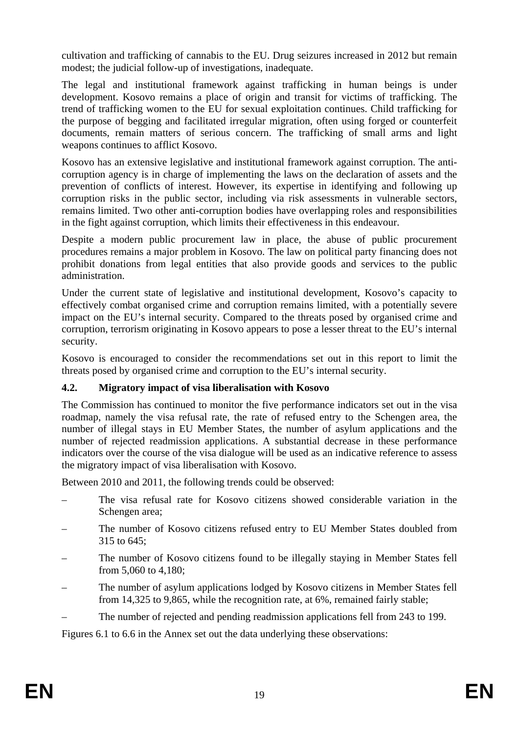cultivation and trafficking of cannabis to the EU. Drug seizures increased in 2012 but remain modest; the judicial follow-up of investigations, inadequate.

The legal and institutional framework against trafficking in human beings is under development. Kosovo remains a place of origin and transit for victims of trafficking. The trend of trafficking women to the EU for sexual exploitation continues. Child trafficking for the purpose of begging and facilitated irregular migration, often using forged or counterfeit documents, remain matters of serious concern. The trafficking of small arms and light weapons continues to afflict Kosovo.

Kosovo has an extensive legislative and institutional framework against corruption. The anti-corruption agency is in charge of implementing the laws on the declaration of assets and the prevention of conflicts of interest. However, its expertise in identifying and following up corruption risks in the public sector, including via risk assessments in vulnerable sectors, remains limited. Two other anti-corruption bodies have overlapping roles and responsibilities in the fight against corruption, which limits their effectiveness in this endeavour.

Despite a modern public procurement law in place, the abuse of public procurement procedures remains a major problem in Kosovo. The law on political party financing does not prohibit donations from legal entities that also provide goods and services to the public administration.

Under the current state of legislative and institutional development, Kosovo's capacity to effectively combat organised crime and corruption remains limited, with a potentially severe impact on the EU's internal security. Compared to the threats posed by organised crime and corruption, terrorism originating in Kosovo appears to pose a lesser threat to the EU's internal security.

Kosovo is encouraged to consider the recommendations set out in this report to limit the threats posed by organised crime and corruption to the EU's internal security.

### 4.2. Migratory impact of visa liberalisation with Kosovo

The Commission has continued to monitor the five performance indicators set out in the visa roadmap, namely the visa refusal rate, the rate of refused entry to the Schengen area, the number of illegal stays in EU Member States, the number of asylum applications and the number of rejected readmission applications. A substantial decrease in these performance indicators over the course of the visa dialogue will be used as an indicative reference to assess the migratory impact of visa liberalisation with Kosovo.

Between 2010 and 2011, the following trends could be observed:

– The visa refusal rate for Kosovo citizens showed considerable variation in the Schengen area;

– The number of Kosovo citizens refused entry to EU Member States doubled from 315 to 645;

– The number of Kosovo citizens found to be illegally staying in Member States fell from 5,060 to 4,180;

– The number of asylum applications lodged by Kosovo citizens in Member States fell from 14,325 to 9,865, while the recognition rate, at 6%, remained fairly stable;

– The number of rejected and pending readmission applications fell from 243 to 199.

Figures 6.1 to 6.6 in the Annex set out the data underlying these observations: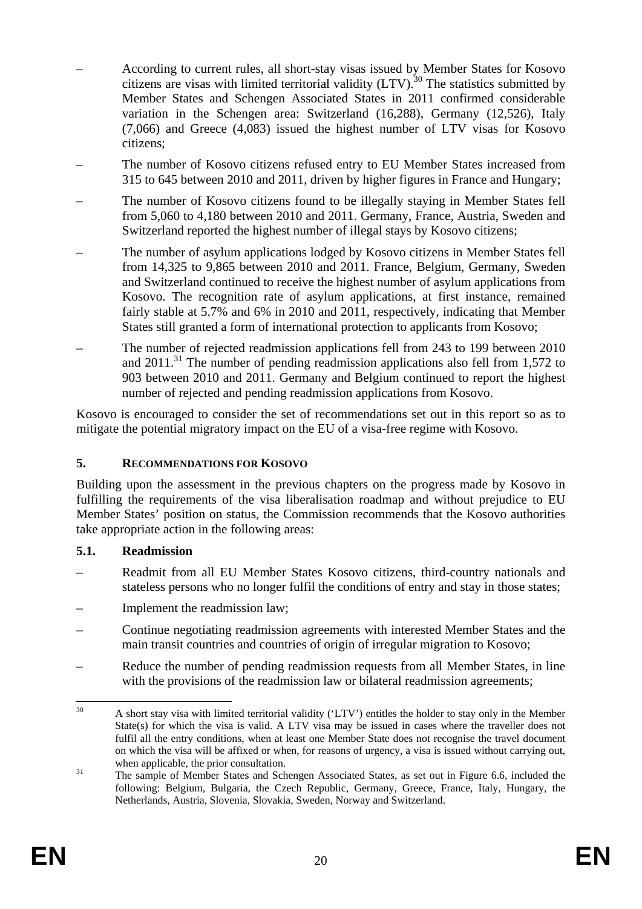- According to current rules, all short-stay visas issued by Member States for Kosovo citizens are visas with limited territorial validity (LTV).[30] The statistics submitted by Member States and Schengen Associated States in 2011 confirmed considerable variation in the Schengen area: Switzerland (16,288), Germany (12,526), Italy (7,066) and Greece (4,083) issued the highest number of LTV visas for Kosovo citizens;
- The number of Kosovo citizens refused entry to EU Member States increased from 315 to 645 between 2010 and 2011, driven by higher figures in France and Hungary;
- The number of Kosovo citizens found to be illegally staying in Member States fell from 5,060 to 4,180 between 2010 and 2011. Germany, France, Austria, Sweden and Switzerland reported the highest number of illegal stays by Kosovo citizens;
- The number of asylum applications lodged by Kosovo citizens in Member States fell from 14,325 to 9,865 between 2010 and 2011. France, Belgium, Germany, Sweden and Switzerland continued to receive the highest number of asylum applications from Kosovo. The recognition rate of asylum applications, at first instance, remained fairly stable at 5.7% and 6% in 2010 and 2011, respectively, indicating that Member States still granted a form of international protection to applicants from Kosovo;
- The number of rejected readmission applications fell from 243 to 199 between 2010 and 2011.[31] The number of pending readmission applications also fell from 1,572 to 903 between 2010 and 2011. Germany and Belgium continued to report the highest number of rejected and pending readmission applications from Kosovo.

Kosovo is encouraged to consider the set of recommendations set out in this report so as to mitigate the potential migratory impact on the EU of a visa-free regime with Kosovo.

## 5. RECOMMENDATIONS FOR KOSOVO

Building upon the assessment in the previous chapters on the progress made by Kosovo in fulfilling the requirements of the visa liberalisation roadmap and without prejudice to EU Member States' position on status, the Commission recommends that the Kosovo authorities take appropriate action in the following areas:

### 5.1. Readmission

- Readmit from all EU Member States Kosovo citizens, third-country nationals and stateless persons who no longer fulfil the conditions of entry and stay in those states;
- Implement the readmission law;
- Continue negotiating readmission agreements with interested Member States and the main transit countries and countries of origin of irregular migration to Kosovo;
- Reduce the number of pending readmission requests from all Member States, in line with the provisions of the readmission law or bilateral readmission agreements;

---

[30] A short stay visa with limited territorial validity ('LTV') entitles the holder to stay only in the Member State(s) for which the visa is valid. A LTV visa may be issued in cases where the traveller does not fulfil all the entry conditions, when at least one Member State does not recognise the travel document on which the visa will be affixed or when, for reasons of urgency, a visa is issued without carrying out, when applicable, the prior consultation.

[31] The sample of Member States and Schengen Associated States, as set out in Figure 6.6, included the following: Belgium, Bulgaria, the Czech Republic, Germany, Greece, France, Italy, Hungary, the Netherlands, Austria, Slovenia, Slovakia, Sweden, Norway and Switzerland.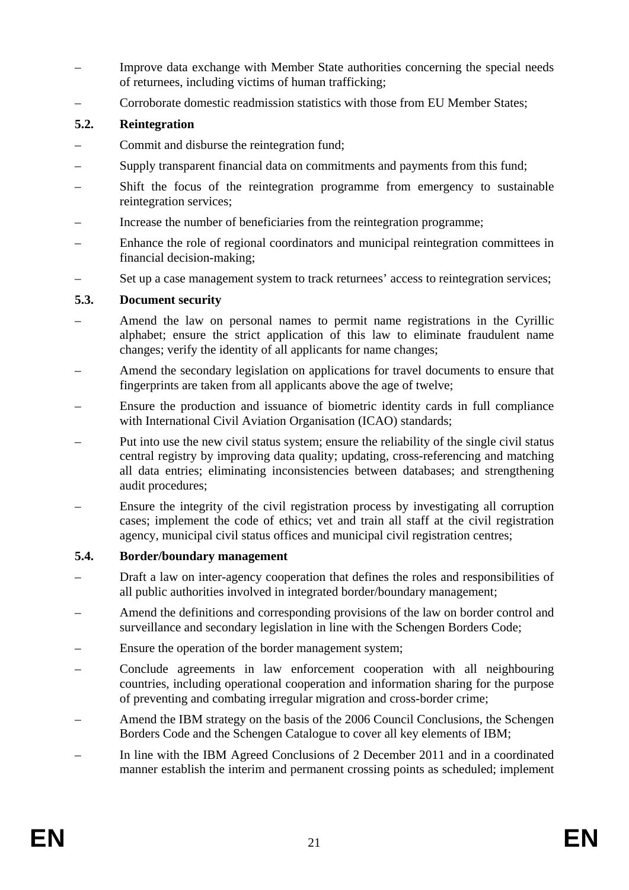- Improve data exchange with Member State authorities concerning the special needs of returnees, including victims of human trafficking;
- Corroborate domestic readmission statistics with those from EU Member States;

### 5.2. Reintegration

- Commit and disburse the reintegration fund;
- Supply transparent financial data on commitments and payments from this fund;
- Shift the focus of the reintegration programme from emergency to sustainable reintegration services;
- Increase the number of beneficiaries from the reintegration programme;
- Enhance the role of regional coordinators and municipal reintegration committees in financial decision-making;
- Set up a case management system to track returnees' access to reintegration services;

### 5.3. Document security

- Amend the law on personal names to permit name registrations in the Cyrillic alphabet; ensure the strict application of this law to eliminate fraudulent name changes; verify the identity of all applicants for name changes;
- Amend the secondary legislation on applications for travel documents to ensure that fingerprints are taken from all applicants above the age of twelve;
- Ensure the production and issuance of biometric identity cards in full compliance with International Civil Aviation Organisation (ICAO) standards;
- Put into use the new civil status system; ensure the reliability of the single civil status central registry by improving data quality; updating, cross-referencing and matching all data entries; eliminating inconsistencies between databases; and strengthening audit procedures;
- Ensure the integrity of the civil registration process by investigating all corruption cases; implement the code of ethics; vet and train all staff at the civil registration agency, municipal civil status offices and municipal civil registration centres;

### 5.4. Border/boundary management

- Draft a law on inter-agency cooperation that defines the roles and responsibilities of all public authorities involved in integrated border/boundary management;
- Amend the definitions and corresponding provisions of the law on border control and surveillance and secondary legislation in line with the Schengen Borders Code;
- Ensure the operation of the border management system;
- Conclude agreements in law enforcement cooperation with all neighbouring countries, including operational cooperation and information sharing for the purpose of preventing and combating irregular migration and cross-border crime;
- Amend the IBM strategy on the basis of the 2006 Council Conclusions, the Schengen Borders Code and the Schengen Catalogue to cover all key elements of IBM;
- In line with the IBM Agreed Conclusions of 2 December 2011 and in a coordinated manner establish the interim and permanent crossing points as scheduled; implement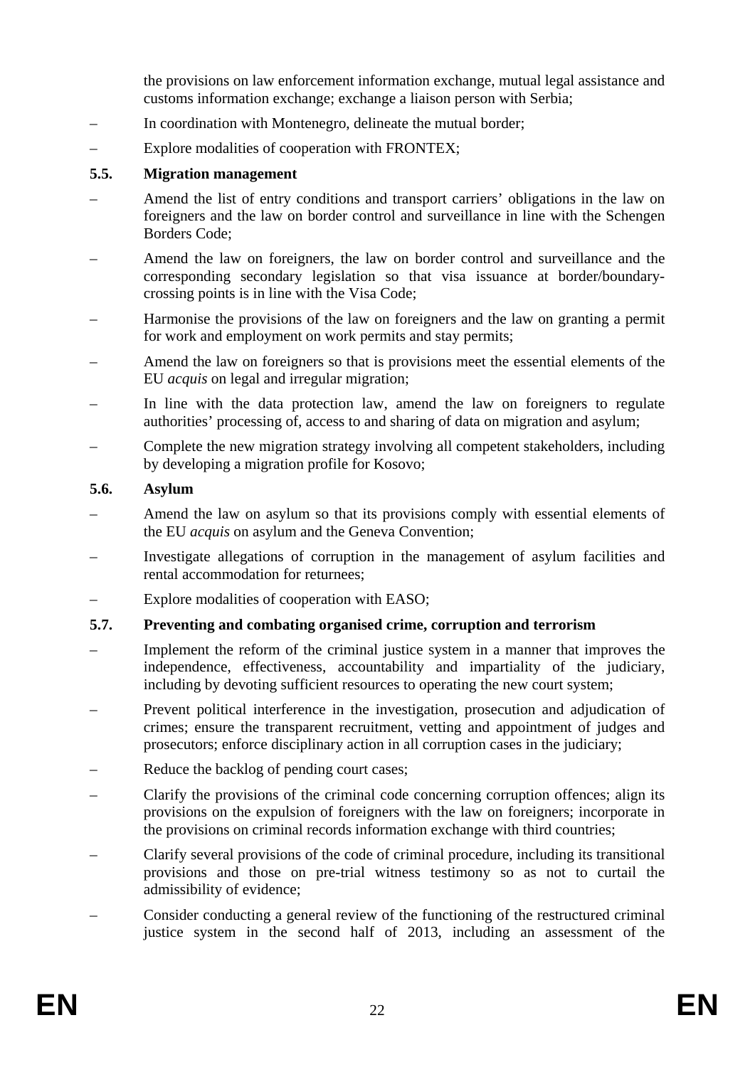the provisions on law enforcement information exchange, mutual legal assistance and customs information exchange; exchange a liaison person with Serbia;

– In coordination with Montenegro, delineate the mutual border;

– Explore modalities of cooperation with FRONTEX;

### 5.5. Migration management

– Amend the list of entry conditions and transport carriers' obligations in the law on foreigners and the law on border control and surveillance in line with the Schengen Borders Code;

– Amend the law on foreigners, the law on border control and surveillance and the corresponding secondary legislation so that visa issuance at border/boundary-crossing points is in line with the Visa Code;

– Harmonise the provisions of the law on foreigners and the law on granting a permit for work and employment on work permits and stay permits;

– Amend the law on foreigners so that is provisions meet the essential elements of the EU *acquis* on legal and irregular migration;

– In line with the data protection law, amend the law on foreigners to regulate authorities' processing of, access to and sharing of data on migration and asylum;

– Complete the new migration strategy involving all competent stakeholders, including by developing a migration profile for Kosovo;

### 5.6. Asylum

– Amend the law on asylum so that its provisions comply with essential elements of the EU *acquis* on asylum and the Geneva Convention;

– Investigate allegations of corruption in the management of asylum facilities and rental accommodation for returnees;

– Explore modalities of cooperation with EASO;

### 5.7. Preventing and combating organised crime, corruption and terrorism

– Implement the reform of the criminal justice system in a manner that improves the independence, effectiveness, accountability and impartiality of the judiciary, including by devoting sufficient resources to operating the new court system;

– Prevent political interference in the investigation, prosecution and adjudication of crimes; ensure the transparent recruitment, vetting and appointment of judges and prosecutors; enforce disciplinary action in all corruption cases in the judiciary;

– Reduce the backlog of pending court cases;

– Clarify the provisions of the criminal code concerning corruption offences; align its provisions on the expulsion of foreigners with the law on foreigners; incorporate in the provisions on criminal records information exchange with third countries;

– Clarify several provisions of the code of criminal procedure, including its transitional provisions and those on pre-trial witness testimony so as not to curtail the admissibility of evidence;

– Consider conducting a general review of the functioning of the restructured criminal justice system in the second half of 2013, including an assessment of the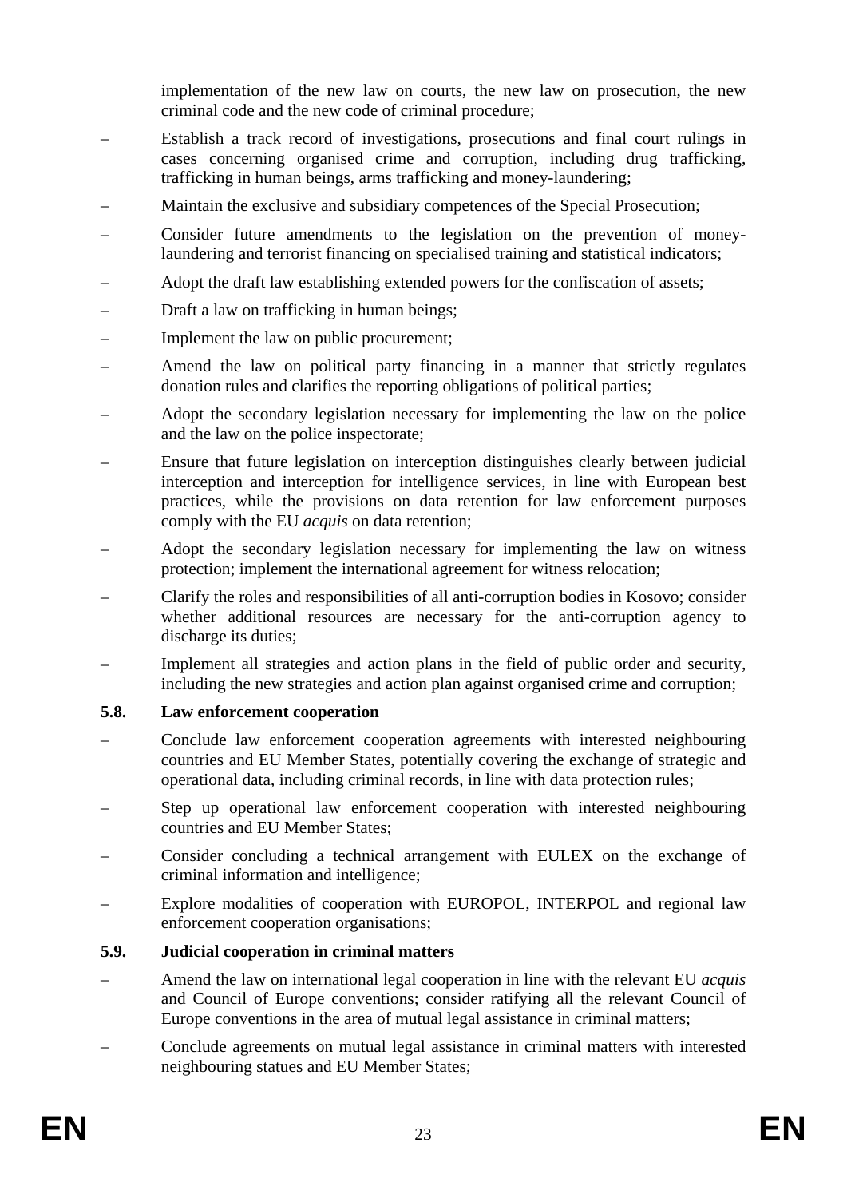implementation of the new law on courts, the new law on prosecution, the new criminal code and the new code of criminal procedure;

– Establish a track record of investigations, prosecutions and final court rulings in cases concerning organised crime and corruption, including drug trafficking, trafficking in human beings, arms trafficking and money-laundering;

– Maintain the exclusive and subsidiary competences of the Special Prosecution;

– Consider future amendments to the legislation on the prevention of money-laundering and terrorist financing on specialised training and statistical indicators;

– Adopt the draft law establishing extended powers for the confiscation of assets;

– Draft a law on trafficking in human beings;

– Implement the law on public procurement;

– Amend the law on political party financing in a manner that strictly regulates donation rules and clarifies the reporting obligations of political parties;

– Adopt the secondary legislation necessary for implementing the law on the police and the law on the police inspectorate;

– Ensure that future legislation on interception distinguishes clearly between judicial interception and interception for intelligence services, in line with European best practices, while the provisions on data retention for law enforcement purposes comply with the EU *acquis* on data retention;

– Adopt the secondary legislation necessary for implementing the law on witness protection; implement the international agreement for witness relocation;

– Clarify the roles and responsibilities of all anti-corruption bodies in Kosovo; consider whether additional resources are necessary for the anti-corruption agency to discharge its duties;

– Implement all strategies and action plans in the field of public order and security, including the new strategies and action plan against organised crime and corruption;

### 5.8. Law enforcement cooperation

– Conclude law enforcement cooperation agreements with interested neighbouring countries and EU Member States, potentially covering the exchange of strategic and operational data, including criminal records, in line with data protection rules;

– Step up operational law enforcement cooperation with interested neighbouring countries and EU Member States;

– Consider concluding a technical arrangement with EULEX on the exchange of criminal information and intelligence;

– Explore modalities of cooperation with EUROPOL, INTERPOL and regional law enforcement cooperation organisations;

### 5.9. Judicial cooperation in criminal matters

– Amend the law on international legal cooperation in line with the relevant EU *acquis* and Council of Europe conventions; consider ratifying all the relevant Council of Europe conventions in the area of mutual legal assistance in criminal matters;

– Conclude agreements on mutual legal assistance in criminal matters with interested neighbouring statues and EU Member States;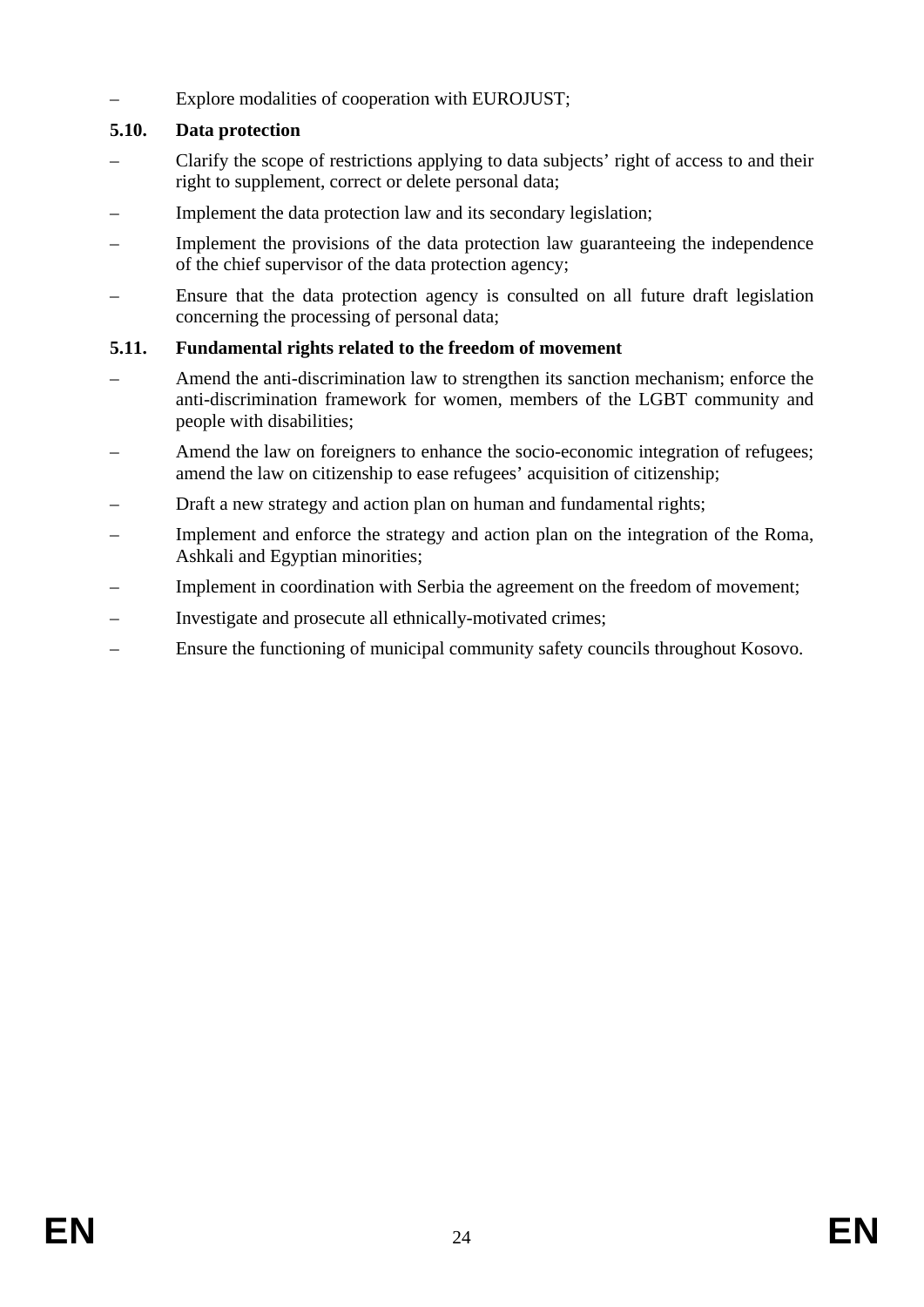– Explore modalities of cooperation with EUROJUST;

### 5.10. Data protection

– Clarify the scope of restrictions applying to data subjects' right of access to and their right to supplement, correct or delete personal data;

– Implement the data protection law and its secondary legislation;

– Implement the provisions of the data protection law guaranteeing the independence of the chief supervisor of the data protection agency;

– Ensure that the data protection agency is consulted on all future draft legislation concerning the processing of personal data;

### 5.11. Fundamental rights related to the freedom of movement

– Amend the anti-discrimination law to strengthen its sanction mechanism; enforce the anti-discrimination framework for women, members of the LGBT community and people with disabilities;

– Amend the law on foreigners to enhance the socio-economic integration of refugees; amend the law on citizenship to ease refugees' acquisition of citizenship;

– Draft a new strategy and action plan on human and fundamental rights;

– Implement and enforce the strategy and action plan on the integration of the Roma, Ashkali and Egyptian minorities;

– Implement in coordination with Serbia the agreement on the freedom of movement;

– Investigate and prosecute all ethnically-motivated crimes;

– Ensure the functioning of municipal community safety councils throughout Kosovo.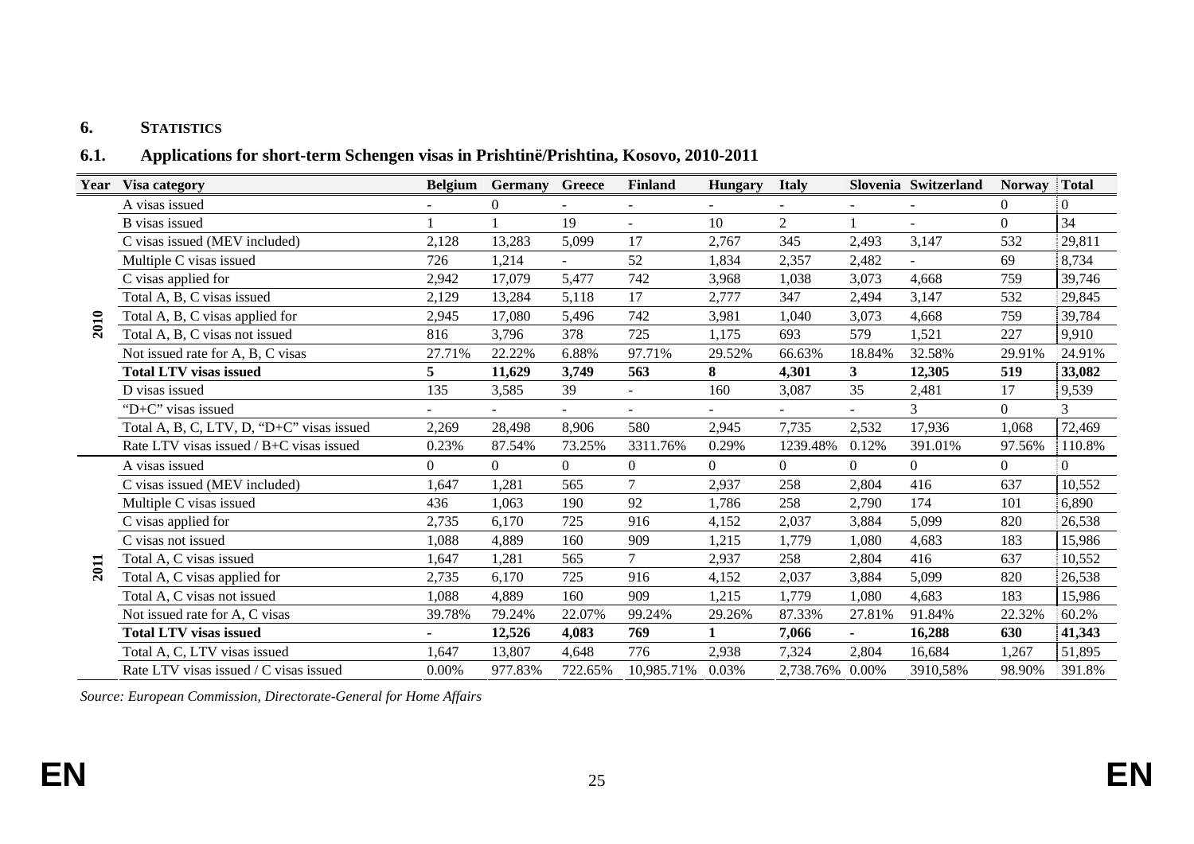## 6. STATISTICS

### 6.1. Applications for short-term Schengen visas in Prishtinë/Prishtina, Kosovo, 2010-2011

| Year | Visa category | Belgium | Germany | Greece | Finland | Hungary | Italy | Slovenia | Switzerland | Norway | Total |
|---|---|---|---|---|---|---|---|---|---|---|---|
| 2010 | A visas issued | - | 0 | - | - | - | - | - | - | 0 | 0 |
| | B visas issued | 1 | 1 | 19 | - | 10 | 2 | 1 | - | 0 | 34 |
| | C visas issued (MEV included) | 2,128 | 13,283 | 5,099 | 17 | 2,767 | 345 | 2,493 | 3,147 | 532 | 29,811 |
| | Multiple C visas issued | 726 | 1,214 | - | 52 | 1,834 | 2,357 | 2,482 | - | 69 | 8,734 |
| | C visas applied for | 2,942 | 17,079 | 5,477 | 742 | 3,968 | 1,038 | 3,073 | 4,668 | 759 | 39,746 |
| | Total A, B, C visas issued | 2,129 | 13,284 | 5,118 | 17 | 2,777 | 347 | 2,494 | 3,147 | 532 | 29,845 |
| | Total A, B, C visas applied for | 2,945 | 17,080 | 5,496 | 742 | 3,981 | 1,040 | 3,073 | 4,668 | 759 | 39,784 |
| | Total A, B, C visas not issued | 816 | 3,796 | 378 | 725 | 1,175 | 693 | 579 | 1,521 | 227 | 9,910 |
| | Not issued rate for A, B, C visas | 27.71% | 22.22% | 6.88% | 97.71% | 29.52% | 66.63% | 18.84% | 32.58% | 29.91% | 24.91% |
| | **Total LTV visas issued** | **5** | **11,629** | **3,749** | **563** | **8** | **4,301** | **3** | **12,305** | **519** | **33,082** |
| | D visas issued | 135 | 3,585 | 39 | - | 160 | 3,087 | 35 | 2,481 | 17 | 9,539 |
| | "D+C" visas issued | - | - | - | - | - | - | - | 3 | 0 | 3 |
| | Total A, B, C, LTV, D, "D+C" visas issued | 2,269 | 28,498 | 8,906 | 580 | 2,945 | 7,735 | 2,532 | 17,936 | 1,068 | 72,469 |
| | Rate LTV visas issued / B+C visas issued | 0.23% | 87.54% | 73.25% | 3311.76% | 0.29% | 1239.48% | 0.12% | 391.01% | 97.56% | 110.8% |
| 2011 | A visas issued | 0 | 0 | 0 | 0 | 0 | 0 | 0 | 0 | 0 | 0 |
| | C visas issued (MEV included) | 1,647 | 1,281 | 565 | 7 | 2,937 | 258 | 2,804 | 416 | 637 | 10,552 |
| | Multiple C visas issued | 436 | 1,063 | 190 | 92 | 1,786 | 258 | 2,790 | 174 | 101 | 6,890 |
| | C visas applied for | 2,735 | 6,170 | 725 | 916 | 4,152 | 2,037 | 3,884 | 5,099 | 820 | 26,538 |
| | C visas not issued | 1,088 | 4,889 | 160 | 909 | 1,215 | 1,779 | 1,080 | 4,683 | 183 | 15,986 |
| | Total A, C visas issued | 1,647 | 1,281 | 565 | 7 | 2,937 | 258 | 2,804 | 416 | 637 | 10,552 |
| | Total A, C visas applied for | 2,735 | 6,170 | 725 | 916 | 4,152 | 2,037 | 3,884 | 5,099 | 820 | 26,538 |
| | Total A, C visas not issued | 1,088 | 4,889 | 160 | 909 | 1,215 | 1,779 | 1,080 | 4,683 | 183 | 15,986 |
| | Not issued rate for A, C visas | 39.78% | 79.24% | 22.07% | 99.24% | 29.26% | 87.33% | 27.81% | 91.84% | 22.32% | 60.2% |
| | **Total LTV visas issued** | **-** | **12,526** | **4,083** | **769** | **1** | **7,066** | **-** | **16,288** | **630** | **41,343** |
| | Total A, C, LTV visas issued | 1,647 | 13,807 | 4,648 | 776 | 2,938 | 7,324 | 2,804 | 16,684 | 1,267 | 51,895 |
| | Rate LTV visas issued / C visas issued | 0.00% | 977.83% | 722.65% | 10,985.71% | 0.03% | 2,738.76% | 0.00% | 3910,58% | 98.90% | 391.8% |

*Source: European Commission, Directorate-General for Home Affairs*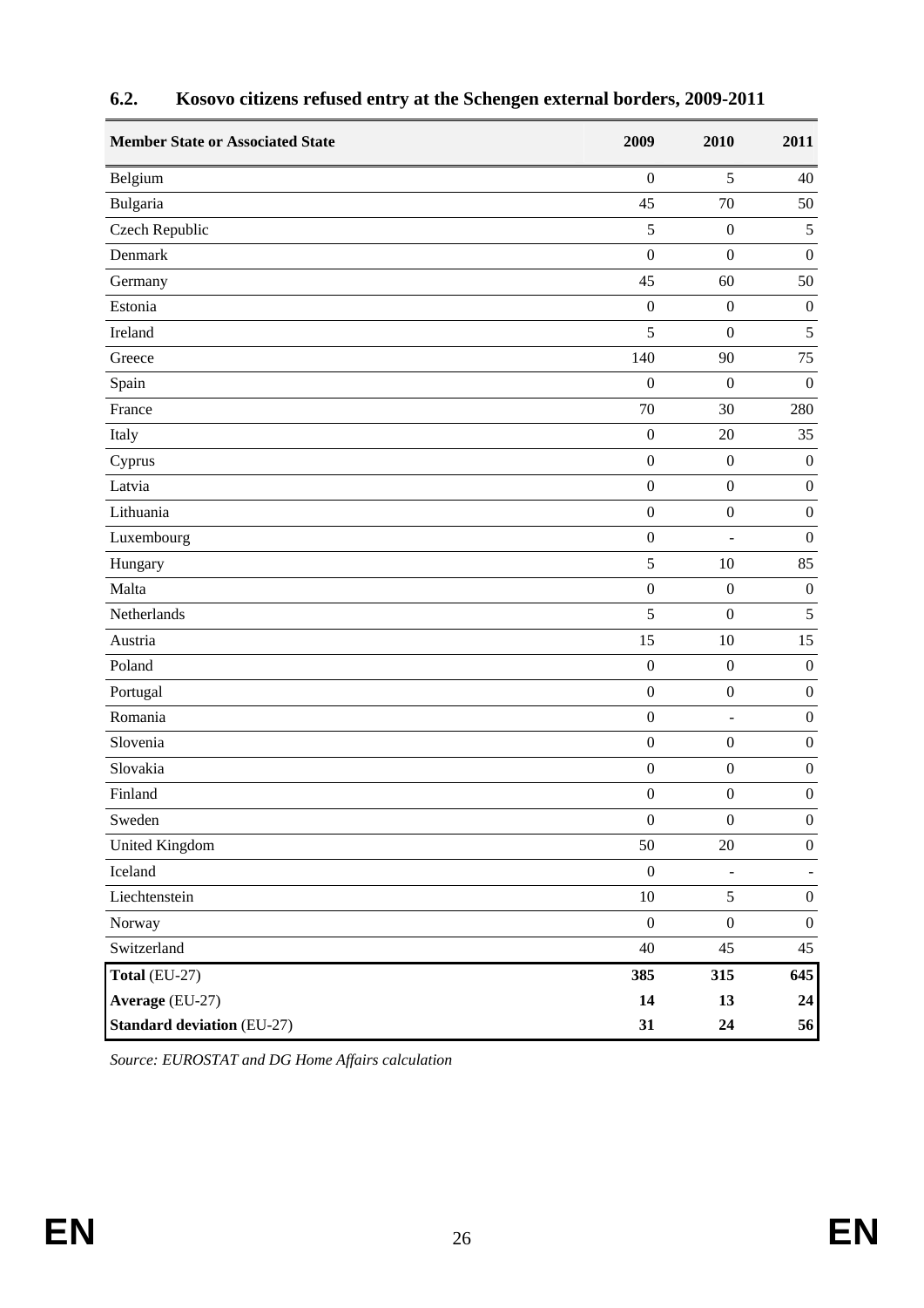## 6.2. Kosovo citizens refused entry at the Schengen external borders, 2009-2011

| Member State or Associated State | 2009 | 2010 | 2011 |
|---|---|---|---|
| Belgium | 0 | 5 | 40 |
| Bulgaria | 45 | 70 | 50 |
| Czech Republic | 5 | 0 | 5 |
| Denmark | 0 | 0 | 0 |
| Germany | 45 | 60 | 50 |
| Estonia | 0 | 0 | 0 |
| Ireland | 5 | 0 | 5 |
| Greece | 140 | 90 | 75 |
| Spain | 0 | 0 | 0 |
| France | 70 | 30 | 280 |
| Italy | 0 | 20 | 35 |
| Cyprus | 0 | 0 | 0 |
| Latvia | 0 | 0 | 0 |
| Lithuania | 0 | 0 | 0 |
| Luxembourg | 0 | - | 0 |
| Hungary | 5 | 10 | 85 |
| Malta | 0 | 0 | 0 |
| Netherlands | 5 | 0 | 5 |
| Austria | 15 | 10 | 15 |
| Poland | 0 | 0 | 0 |
| Portugal | 0 | 0 | 0 |
| Romania | 0 | - | 0 |
| Slovenia | 0 | 0 | 0 |
| Slovakia | 0 | 0 | 0 |
| Finland | 0 | 0 | 0 |
| Sweden | 0 | 0 | 0 |
| United Kingdom | 50 | 20 | 0 |
| Iceland | 0 | - | - |
| Liechtenstein | 10 | 5 | 0 |
| Norway | 0 | 0 | 0 |
| Switzerland | 40 | 45 | 45 |
| **Total** (EU-27) | **385** | **315** | **645** |
| **Average** (EU-27) | **14** | **13** | **24** |
| **Standard deviation** (EU-27) | **31** | **24** | **56** |

*Source: EUROSTAT and DG Home Affairs calculation*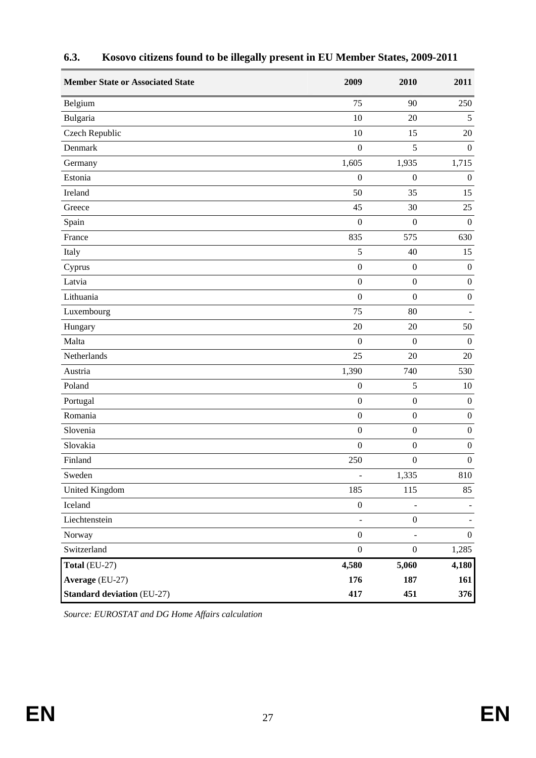## 6.3. Kosovo citizens found to be illegally present in EU Member States, 2009-2011

| Member State or Associated State | 2009 | 2010 | 2011 |
|---|---|---|---|
| Belgium | 75 | 90 | 250 |
| Bulgaria | 10 | 20 | 5 |
| Czech Republic | 10 | 15 | 20 |
| Denmark | 0 | 5 | 0 |
| Germany | 1,605 | 1,935 | 1,715 |
| Estonia | 0 | 0 | 0 |
| Ireland | 50 | 35 | 15 |
| Greece | 45 | 30 | 25 |
| Spain | 0 | 0 | 0 |
| France | 835 | 575 | 630 |
| Italy | 5 | 40 | 15 |
| Cyprus | 0 | 0 | 0 |
| Latvia | 0 | 0 | 0 |
| Lithuania | 0 | 0 | 0 |
| Luxembourg | 75 | 80 | - |
| Hungary | 20 | 20 | 50 |
| Malta | 0 | 0 | 0 |
| Netherlands | 25 | 20 | 20 |
| Austria | 1,390 | 740 | 530 |
| Poland | 0 | 5 | 10 |
| Portugal | 0 | 0 | 0 |
| Romania | 0 | 0 | 0 |
| Slovenia | 0 | 0 | 0 |
| Slovakia | 0 | 0 | 0 |
| Finland | 250 | 0 | 0 |
| Sweden | - | 1,335 | 810 |
| United Kingdom | 185 | 115 | 85 |
| Iceland | 0 | - | - |
| Liechtenstein | - | 0 | - |
| Norway | 0 | - | 0 |
| Switzerland | 0 | 0 | 1,285 |
| **Total** (EU-27) | **4,580** | **5,060** | **4,180** |
| **Average** (EU-27) | **176** | **187** | **161** |
| **Standard deviation** (EU-27) | **417** | **451** | **376** |

*Source: EUROSTAT and DG Home Affairs calculation*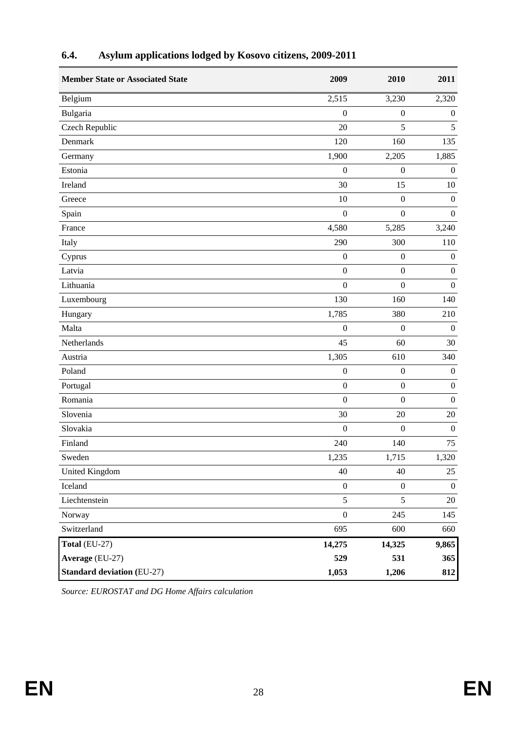## 6.4. Asylum applications lodged by Kosovo citizens, 2009-2011

| Member State or Associated State | 2009 | 2010 | 2011 |
|---|---|---|---|
| Belgium | 2,515 | 3,230 | 2,320 |
| Bulgaria | 0 | 0 | 0 |
| Czech Republic | 20 | 5 | 5 |
| Denmark | 120 | 160 | 135 |
| Germany | 1,900 | 2,205 | 1,885 |
| Estonia | 0 | 0 | 0 |
| Ireland | 30 | 15 | 10 |
| Greece | 10 | 0 | 0 |
| Spain | 0 | 0 | 0 |
| France | 4,580 | 5,285 | 3,240 |
| Italy | 290 | 300 | 110 |
| Cyprus | 0 | 0 | 0 |
| Latvia | 0 | 0 | 0 |
| Lithuania | 0 | 0 | 0 |
| Luxembourg | 130 | 160 | 140 |
| Hungary | 1,785 | 380 | 210 |
| Malta | 0 | 0 | 0 |
| Netherlands | 45 | 60 | 30 |
| Austria | 1,305 | 610 | 340 |
| Poland | 0 | 0 | 0 |
| Portugal | 0 | 0 | 0 |
| Romania | 0 | 0 | 0 |
| Slovenia | 30 | 20 | 20 |
| Slovakia | 0 | 0 | 0 |
| Finland | 240 | 140 | 75 |
| Sweden | 1,235 | 1,715 | 1,320 |
| United Kingdom | 40 | 40 | 25 |
| Iceland | 0 | 0 | 0 |
| Liechtenstein | 5 | 5 | 20 |
| Norway | 0 | 245 | 145 |
| Switzerland | 695 | 600 | 660 |
| **Total** (EU-27) | **14,275** | **14,325** | **9,865** |
| **Average** (EU-27) | **529** | **531** | **365** |
| **Standard deviation (**EU-27) | **1,053** | **1,206** | **812** |

*Source: EUROSTAT and DG Home Affairs calculation*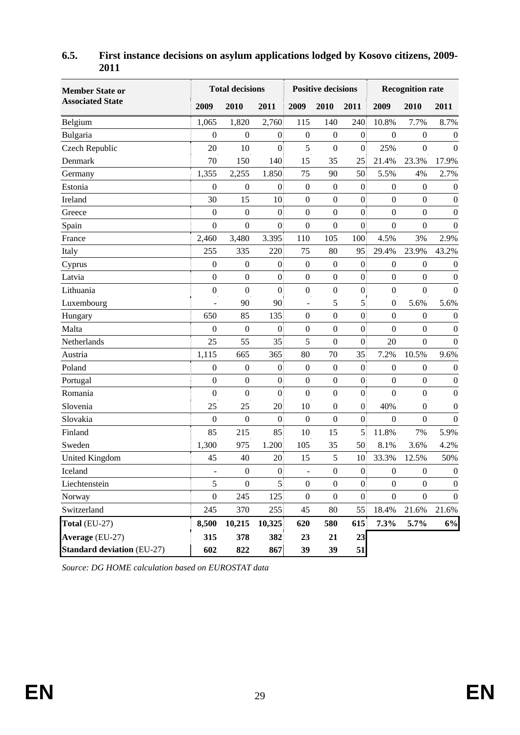### 6.5. First instance decisions on asylum applications lodged by Kosovo citizens, 2009-2011

| Member State or Associated State | Total decisions | | | Positive decisions | | | Recognition rate | | |
|---|---|---|---|---|---|---|---|---|---|
| | 2009 | 2010 | 2011 | 2009 | 2010 | 2011 | 2009 | 2010 | 2011 |
| Belgium | 1,065 | 1,820 | 2,760 | 115 | 140 | 240 | 10.8% | 7.7% | 8.7% |
| Bulgaria | 0 | 0 | 0 | 0 | 0 | 0 | 0 | 0 | 0 |
| Czech Republic | 20 | 10 | 0 | 5 | 0 | 0 | 25% | 0 | 0 |
| Denmark | 70 | 150 | 140 | 15 | 35 | 25 | 21.4% | 23.3% | 17.9% |
| Germany | 1,355 | 2,255 | 1.850 | 75 | 90 | 50 | 5.5% | 4% | 2.7% |
| Estonia | 0 | 0 | 0 | 0 | 0 | 0 | 0 | 0 | 0 |
| Ireland | 30 | 15 | 10 | 0 | 0 | 0 | 0 | 0 | 0 |
| Greece | 0 | 0 | 0 | 0 | 0 | 0 | 0 | 0 | 0 |
| Spain | 0 | 0 | 0 | 0 | 0 | 0 | 0 | 0 | 0 |
| France | 2,460 | 3,480 | 3.395 | 110 | 105 | 100 | 4.5% | 3% | 2.9% |
| Italy | 255 | 335 | 220 | 75 | 80 | 95 | 29.4% | 23.9% | 43.2% |
| Cyprus | 0 | 0 | 0 | 0 | 0 | 0 | 0 | 0 | 0 |
| Latvia | 0 | 0 | 0 | 0 | 0 | 0 | 0 | 0 | 0 |
| Lithuania | 0 | 0 | 0 | 0 | 0 | 0 | 0 | 0 | 0 |
| Luxembourg | - | 90 | 90 | - | 5 | 5 | 0 | 5.6% | 5.6% |
| Hungary | 650 | 85 | 135 | 0 | 0 | 0 | 0 | 0 | 0 |
| Malta | 0 | 0 | 0 | 0 | 0 | 0 | 0 | 0 | 0 |
| Netherlands | 25 | 55 | 35 | 5 | 0 | 0 | 20 | 0 | 0 |
| Austria | 1,115 | 665 | 365 | 80 | 70 | 35 | 7.2% | 10.5% | 9.6% |
| Poland | 0 | 0 | 0 | 0 | 0 | 0 | 0 | 0 | 0 |
| Portugal | 0 | 0 | 0 | 0 | 0 | 0 | 0 | 0 | 0 |
| Romania | 0 | 0 | 0 | 0 | 0 | 0 | 0 | 0 | 0 |
| Slovenia | 25 | 25 | 20 | 10 | 0 | 0 | 40% | 0 | 0 |
| Slovakia | 0 | 0 | 0 | 0 | 0 | 0 | 0 | 0 | 0 |
| Finland | 85 | 215 | 85 | 10 | 15 | 5 | 11.8% | 7% | 5.9% |
| Sweden | 1,300 | 975 | 1.200 | 105 | 35 | 50 | 8.1% | 3.6% | 4.2% |
| United Kingdom | 45 | 40 | 20 | 15 | 5 | 10 | 33.3% | 12.5% | 50% |
| Iceland | - | 0 | 0 | - | 0 | 0 | 0 | 0 | 0 |
| Liechtenstein | 5 | 0 | 5 | 0 | 0 | 0 | 0 | 0 | 0 |
| Norway | 0 | 245 | 125 | 0 | 0 | 0 | 0 | 0 | 0 |
| Switzerland | 245 | 370 | 255 | 45 | 80 | 55 | 18.4% | 21.6% | 21.6% |
| **Total** (EU-27) | **8,500** | **10,215** | **10,325** | **620** | **580** | **615** | **7.3%** | **5.7%** | **6%** |
| **Average** (EU-27) | **315** | **378** | **382** | **23** | **21** | **23** | | | |
| **Standard deviation** (EU-27) | **602** | **822** | **867** | **39** | **39** | **51** | | | |

*Source: DG HOME calculation based on EUROSTAT data*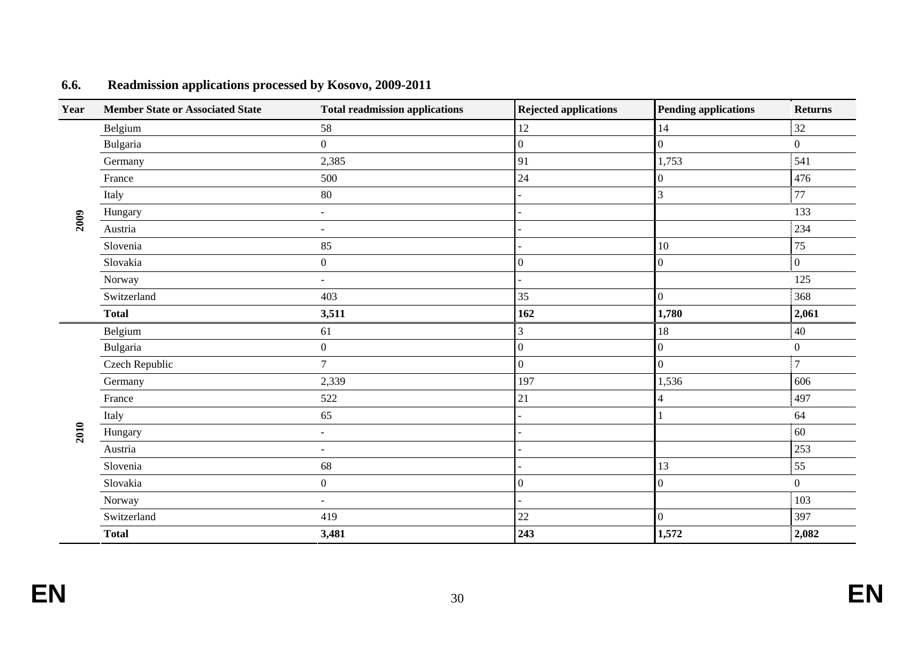### 6.6. Readmission applications processed by Kosovo, 2009-2011

| Year | Member State or Associated State | Total readmission applications | Rejected applications | Pending applications | Returns |
|---|---|---|---|---|---|
| 2009 | Belgium | 58 | 12 | 14 | 32 |
| | Bulgaria | 0 | 0 | 0 | 0 |
| | Germany | 2,385 | 91 | 1,753 | 541 |
| | France | 500 | 24 | 0 | 476 |
| | Italy | 80 | - | 3 | 77 |
| | Hungary | - | - | | 133 |
| | Austria | - | - | | 234 |
| | Slovenia | 85 | - | 10 | 75 |
| | Slovakia | 0 | 0 | 0 | 0 |
| | Norway | - | - | | 125 |
| | Switzerland | 403 | 35 | 0 | 368 |
| | **Total** | **3,511** | **162** | **1,780** | **2,061** |
| 2010 | Belgium | 61 | 3 | 18 | 40 |
| | Bulgaria | 0 | 0 | 0 | 0 |
| | Czech Republic | 7 | 0 | 0 | 7 |
| | Germany | 2,339 | 197 | 1,536 | 606 |
| | France | 522 | 21 | 4 | 497 |
| | Italy | 65 | - | 1 | 64 |
| | Hungary | - | - | | 60 |
| | Austria | - | - | | 253 |
| | Slovenia | 68 | - | 13 | 55 |
| | Slovakia | 0 | 0 | 0 | 0 |
| | Norway | - | - | | 103 |
| | Switzerland | 419 | 22 | 0 | 397 |
| | **Total** | **3,481** | **243** | **1,572** | **2,082** |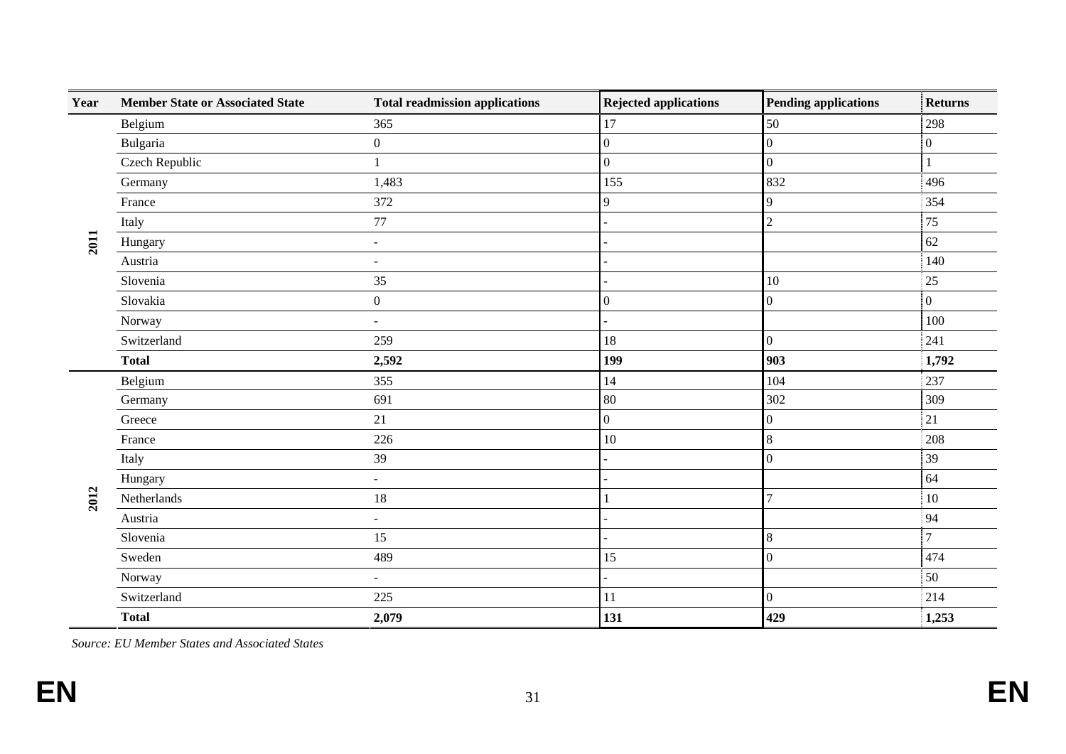| Year | Member State or Associated State | Total readmission applications | Rejected applications | Pending applications | Returns |
|---|---|---|---|---|---|
| 2011 | Belgium | 365 | 17 | 50 | 298 |
| | Bulgaria | 0 | 0 | 0 | 0 |
| | Czech Republic | 1 | 0 | 0 | 1 |
| | Germany | 1,483 | 155 | 832 | 496 |
| | France | 372 | 9 | 9 | 354 |
| | Italy | 77 | - | 2 | 75 |
| | Hungary | - | - | | 62 |
| | Austria | - | - | | 140 |
| | Slovenia | 35 | - | 10 | 25 |
| | Slovakia | 0 | 0 | 0 | 0 |
| | Norway | - | - | | 100 |
| | Switzerland | 259 | 18 | 0 | 241 |
| | **Total** | **2,592** | **199** | **903** | **1,792** |
| 2012 | Belgium | 355 | 14 | 104 | 237 |
| | Germany | 691 | 80 | 302 | 309 |
| | Greece | 21 | 0 | 0 | 21 |
| | France | 226 | 10 | 8 | 208 |
| | Italy | 39 | - | 0 | 39 |
| | Hungary | - | - | | 64 |
| | Netherlands | 18 | 1 | 7 | 10 |
| | Austria | - | - | | 94 |
| | Slovenia | 15 | - | 8 | 7 |
| | Sweden | 489 | 15 | 0 | 474 |
| | Norway | - | - | | 50 |
| | Switzerland | 225 | 11 | 0 | 214 |
| | **Total** | **2,079** | **131** | **429** | **1,253** |

*Source: EU Member States and Associated States*